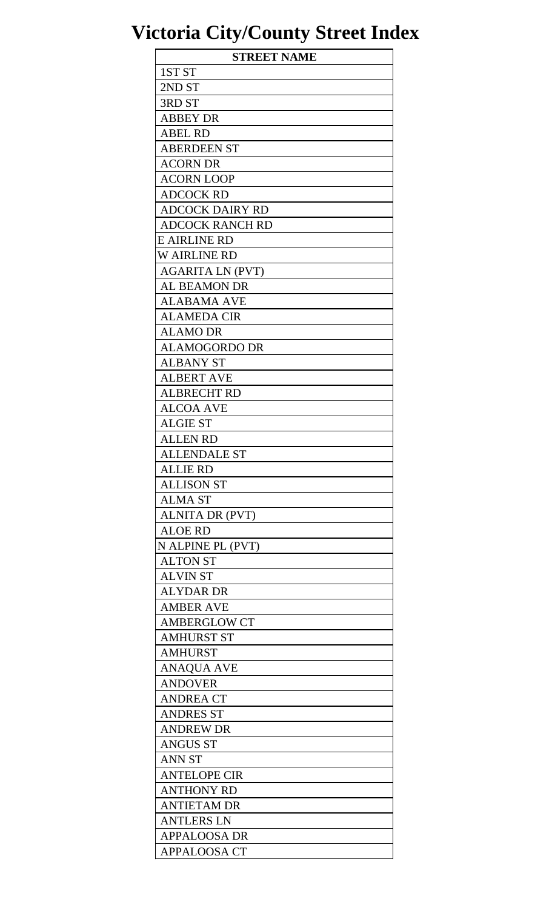# Victoria City/County Street Index

| STREET NAME |
| --- |
| 1ST ST |
| 2ND ST |
| 3RD ST |
| ABBEY DR |
| ABEL RD |
| ABERDEEN ST |
| ACORN DR |
| ACORN LOOP |
| ADCOCK RD |
| ADCOCK DAIRY RD |
| ADCOCK RANCH RD |
| E AIRLINE RD |
| W AIRLINE RD |
| AGARITA LN (PVT) |
| AL BEAMON DR |
| ALABAMA AVE |
| ALAMEDA CIR |
| ALAMO DR |
| ALAMOGORDO DR |
| ALBANY ST |
| ALBERT AVE |
| ALBRECHT RD |
| ALCOA AVE |
| ALGIE ST |
| ALLEN RD |
| ALLENDALE ST |
| ALLIE RD |
| ALLISON ST |
| ALMA ST |
| ALNITA DR (PVT) |
| ALOE RD |
| N ALPINE PL (PVT) |
| ALTON ST |
| ALVIN ST |
| ALYDAR DR |
| AMBER AVE |
| AMBERGLOW CT |
| AMHURST ST |
| AMHURST |
| ANAQUA AVE |
| ANDOVER |
| ANDREA CT |
| ANDRES ST |
| ANDREW DR |
| ANGUS ST |
| ANN ST |
| ANTELOPE CIR |
| ANTHONY RD |
| ANTIETAM DR |
| ANTLERS LN |
| APPALOOSA DR |
| APPALOOSA CT |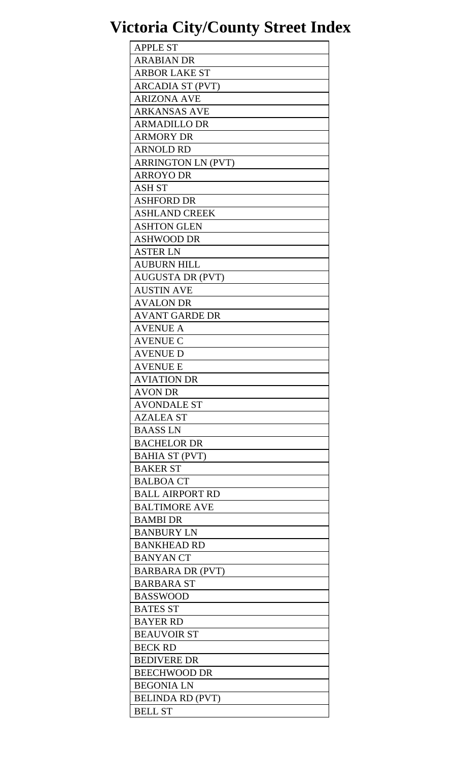# Victoria City/County Street Index

| APPLE ST |
|---|
| ARABIAN DR |
| ARBOR LAKE ST |
| ARCADIA ST (PVT) |
| ARIZONA AVE |
| ARKANSAS AVE |
| ARMADILLO DR |
| ARMORY DR |
| ARNOLD RD |
| ARRINGTON LN (PVT) |
| ARROYO DR |
| ASH ST |
| ASHFORD DR |
| ASHLAND CREEK |
| ASHTON GLEN |
| ASHWOOD DR |
| ASTER LN |
| AUBURN HILL |
| AUGUSTA DR (PVT) |
| AUSTIN AVE |
| AVALON DR |
| AVANT GARDE DR |
| AVENUE A |
| AVENUE C |
| AVENUE D |
| AVENUE E |
| AVIATION DR |
| AVON DR |
| AVONDALE ST |
| AZALEA ST |
| BAASS LN |
| BACHELOR DR |
| BAHIA ST (PVT) |
| BAKER ST |
| BALBOA CT |
| BALL AIRPORT RD |
| BALTIMORE AVE |
| BAMBI DR |
| BANBURY LN |
| BANKHEAD RD |
| BANYAN CT |
| BARBARA DR (PVT) |
| BARBARA ST |
| BASSWOOD |
| BATES ST |
| BAYER RD |
| BEAUVOIR ST |
| BECK RD |
| BEDIVERE DR |
| BEECHWOOD DR |
| BEGONIA LN |
| BELINDA RD (PVT) |
| BELL ST |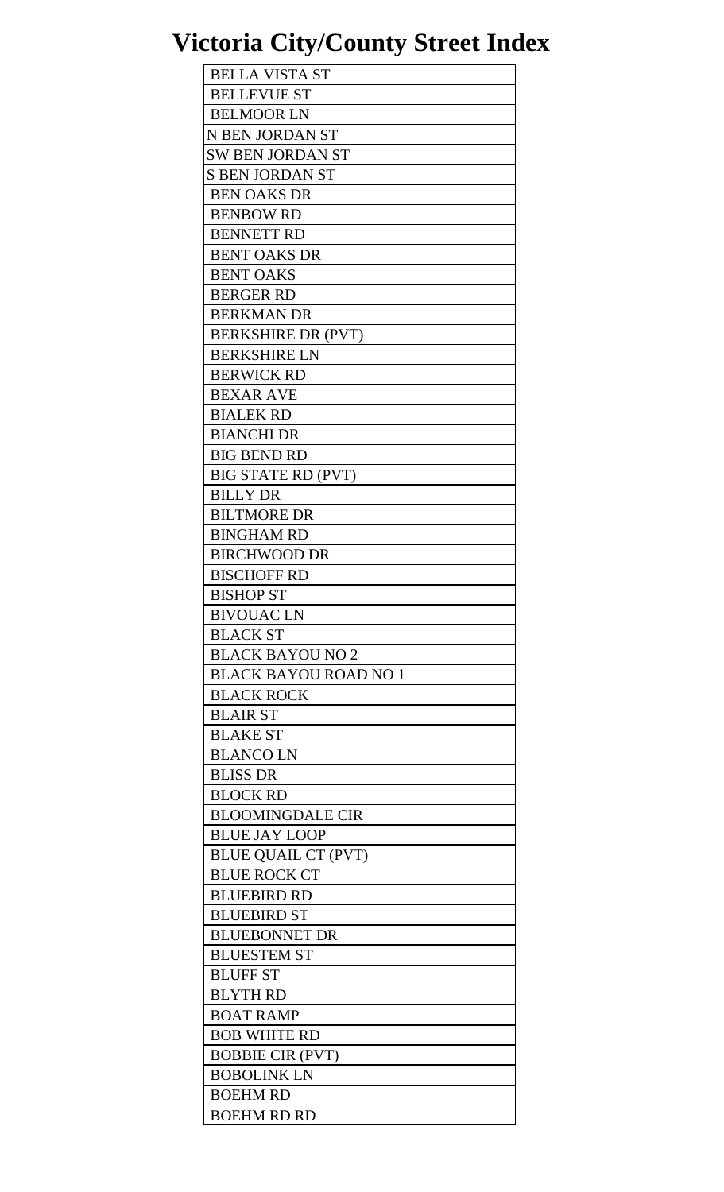# Victoria City/County Street Index

| BELLA VISTA ST |
|---|
| BELLEVUE ST |
| BELMOOR LN |
| N BEN JORDAN ST |
| SW BEN JORDAN ST |
| S BEN JORDAN ST |
| BEN OAKS DR |
| BENBOW RD |
| BENNETT RD |
| BENT OAKS DR |
| BENT OAKS |
| BERGER RD |
| BERKMAN DR |
| BERKSHIRE DR (PVT) |
| BERKSHIRE LN |
| BERWICK RD |
| BEXAR AVE |
| BIALEK RD |
| BIANCHI DR |
| BIG BEND RD |
| BIG STATE RD (PVT) |
| BILLY DR |
| BILTMORE DR |
| BINGHAM RD |
| BIRCHWOOD DR |
| BISCHOFF RD |
| BISHOP ST |
| BIVOUAC LN |
| BLACK ST |
| BLACK BAYOU NO 2 |
| BLACK BAYOU ROAD NO 1 |
| BLACK ROCK |
| BLAIR ST |
| BLAKE ST |
| BLANCO LN |
| BLISS DR |
| BLOCK RD |
| BLOOMINGDALE CIR |
| BLUE JAY LOOP |
| BLUE QUAIL CT (PVT) |
| BLUE ROCK CT |
| BLUEBIRD RD |
| BLUEBIRD ST |
| BLUEBONNET DR |
| BLUESTEM ST |
| BLUFF ST |
| BLYTH RD |
| BOAT RAMP |
| BOB WHITE RD |
| BOBBIE CIR (PVT) |
| BOBOLINK LN |
| BOEHM RD |
| BOEHM RD RD |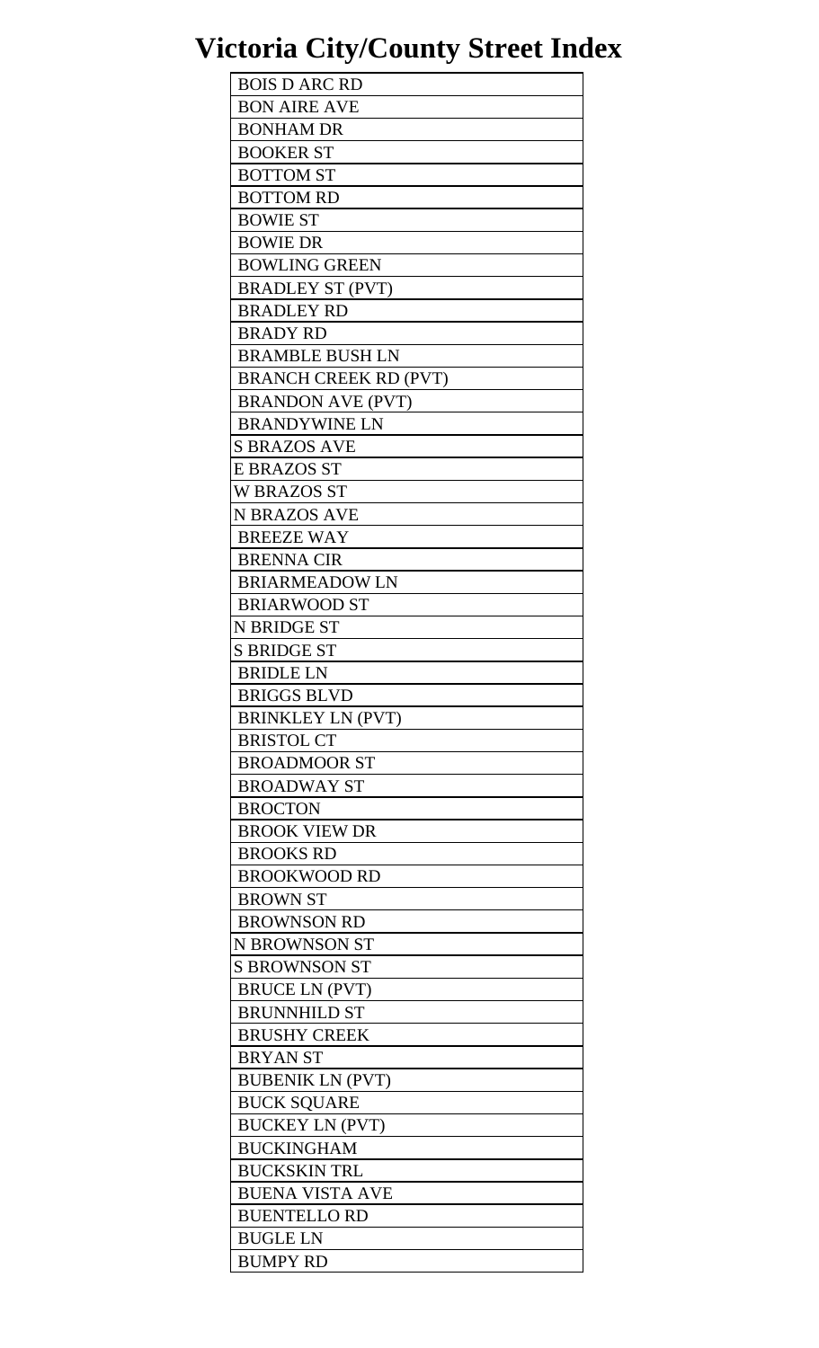# Victoria City/County Street Index

| BOIS D ARC RD |
|---|
| BON AIRE AVE |
| BONHAM DR |
| BOOKER ST |
| BOTTOM ST |
| BOTTOM RD |
| BOWIE ST |
| BOWIE DR |
| BOWLING GREEN |
| BRADLEY ST (PVT) |
| BRADLEY RD |
| BRADY RD |
| BRAMBLE BUSH LN |
| BRANCH CREEK RD (PVT) |
| BRANDON AVE (PVT) |
| BRANDYWINE LN |
| S BRAZOS AVE |
| E BRAZOS ST |
| W BRAZOS ST |
| N BRAZOS AVE |
| BREEZE WAY |
| BRENNA CIR |
| BRIARMEADOW LN |
| BRIARWOOD ST |
| N BRIDGE ST |
| S BRIDGE ST |
| BRIDLE LN |
| BRIGGS BLVD |
| BRINKLEY LN (PVT) |
| BRISTOL CT |
| BROADMOOR ST |
| BROADWAY ST |
| BROCTON |
| BROOK VIEW DR |
| BROOKS RD |
| BROOKWOOD RD |
| BROWN ST |
| BROWNSON RD |
| N BROWNSON ST |
| S BROWNSON ST |
| BRUCE LN (PVT) |
| BRUNNHILD ST |
| BRUSHY CREEK |
| BRYAN ST |
| BUBENIK LN (PVT) |
| BUCK SQUARE |
| BUCKEY LN (PVT) |
| BUCKINGHAM |
| BUCKSKIN TRL |
| BUENA VISTA AVE |
| BUENTELLO RD |
| BUGLE LN |
| BUMPY RD |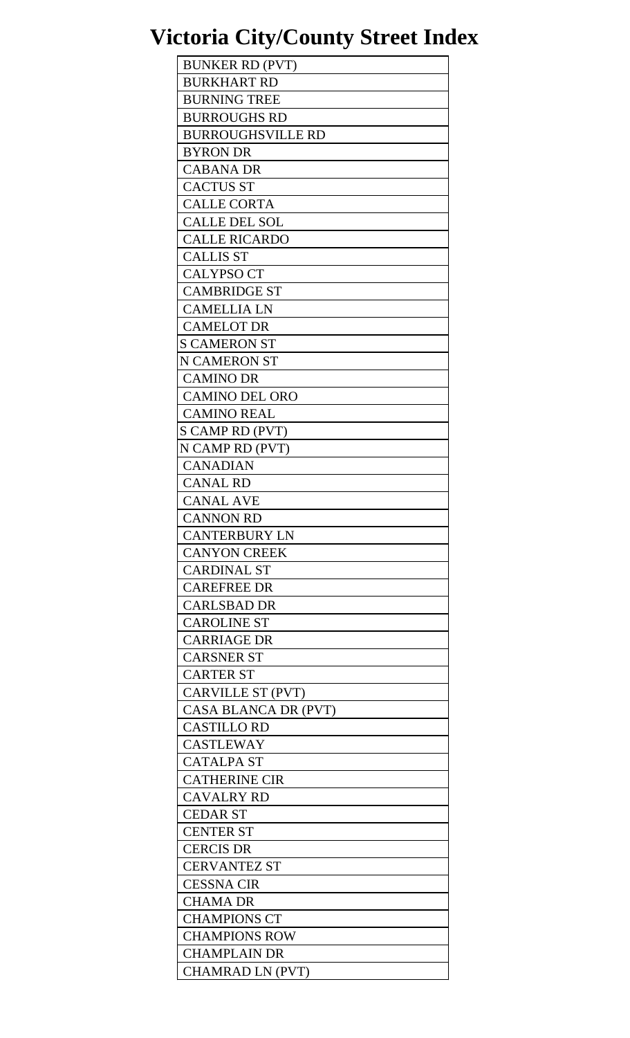# Victoria City/County Street Index

| BUNKER RD (PVT) |
|---|
| BURKHART RD |
| BURNING TREE |
| BURROUGHS RD |
| BURROUGHSVILLE RD |
| BYRON DR |
| CABANA DR |
| CACTUS ST |
| CALLE CORTA |
| CALLE DEL SOL |
| CALLE RICARDO |
| CALLIS ST |
| CALYPSO CT |
| CAMBRIDGE ST |
| CAMELLIA LN |
| CAMELOT DR |
| S CAMERON ST |
| N CAMERON ST |
| CAMINO DR |
| CAMINO DEL ORO |
| CAMINO REAL |
| S CAMP RD (PVT) |
| N CAMP RD (PVT) |
| CANADIAN |
| CANAL RD |
| CANAL AVE |
| CANNON RD |
| CANTERBURY LN |
| CANYON CREEK |
| CARDINAL ST |
| CAREFREE DR |
| CARLSBAD DR |
| CAROLINE ST |
| CARRIAGE DR |
| CARSNER ST |
| CARTER ST |
| CARVILLE ST (PVT) |
| CASA BLANCA DR (PVT) |
| CASTILLO RD |
| CASTLEWAY |
| CATALPA ST |
| CATHERINE CIR |
| CAVALRY RD |
| CEDAR ST |
| CENTER ST |
| CERCIS DR |
| CERVANTEZ ST |
| CESSNA CIR |
| CHAMA DR |
| CHAMPIONS CT |
| CHAMPIONS ROW |
| CHAMPLAIN DR |
| CHAMRAD LN (PVT) |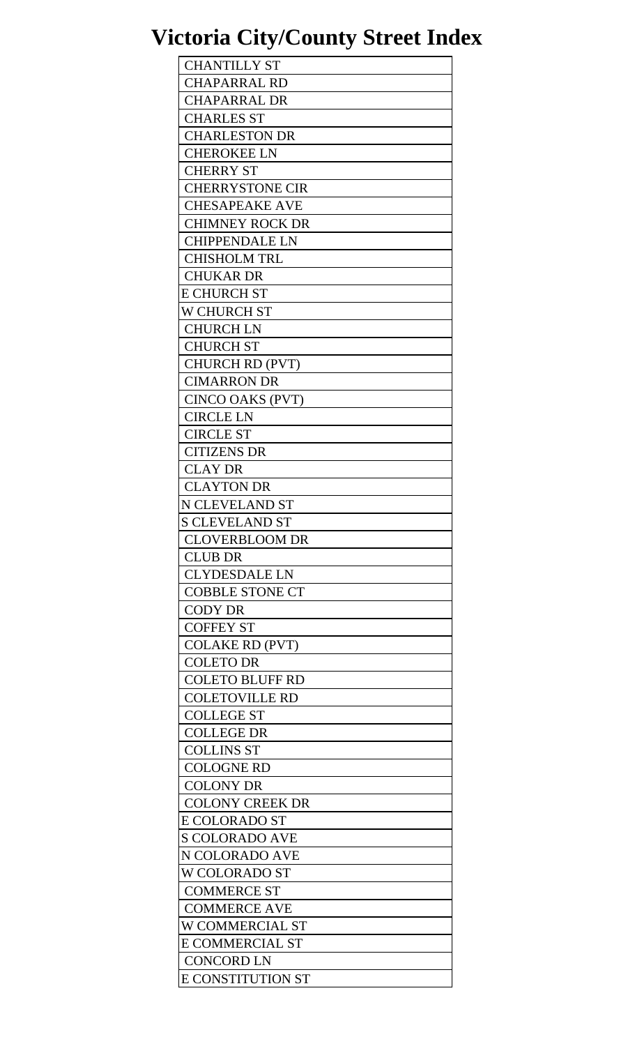# Victoria City/County Street Index

| CHANTILLY ST |
|---|
| CHAPARRAL RD |
| CHAPARRAL DR |
| CHARLES ST |
| CHARLESTON DR |
| CHEROKEE LN |
| CHERRY ST |
| CHERRYSTONE CIR |
| CHESAPEAKE AVE |
| CHIMNEY ROCK DR |
| CHIPPENDALE LN |
| CHISHOLM TRL |
| CHUKAR DR |
| E CHURCH ST |
| W CHURCH ST |
| CHURCH LN |
| CHURCH ST |
| CHURCH RD (PVT) |
| CIMARRON DR |
| CINCO OAKS (PVT) |
| CIRCLE LN |
| CIRCLE ST |
| CITIZENS DR |
| CLAY DR |
| CLAYTON DR |
| N CLEVELAND ST |
| S CLEVELAND ST |
| CLOVERBLOOM DR |
| CLUB DR |
| CLYDESDALE LN |
| COBBLE STONE CT |
| CODY DR |
| COFFEY ST |
| COLAKE RD (PVT) |
| COLETO DR |
| COLETO BLUFF RD |
| COLETOVILLE RD |
| COLLEGE ST |
| COLLEGE DR |
| COLLINS ST |
| COLOGNE RD |
| COLONY DR |
| COLONY CREEK DR |
| E COLORADO ST |
| S COLORADO AVE |
| N COLORADO AVE |
| W COLORADO ST |
| COMMERCE ST |
| COMMERCE AVE |
| W COMMERCIAL ST |
| E COMMERCIAL ST |
| CONCORD LN |
| E CONSTITUTION ST |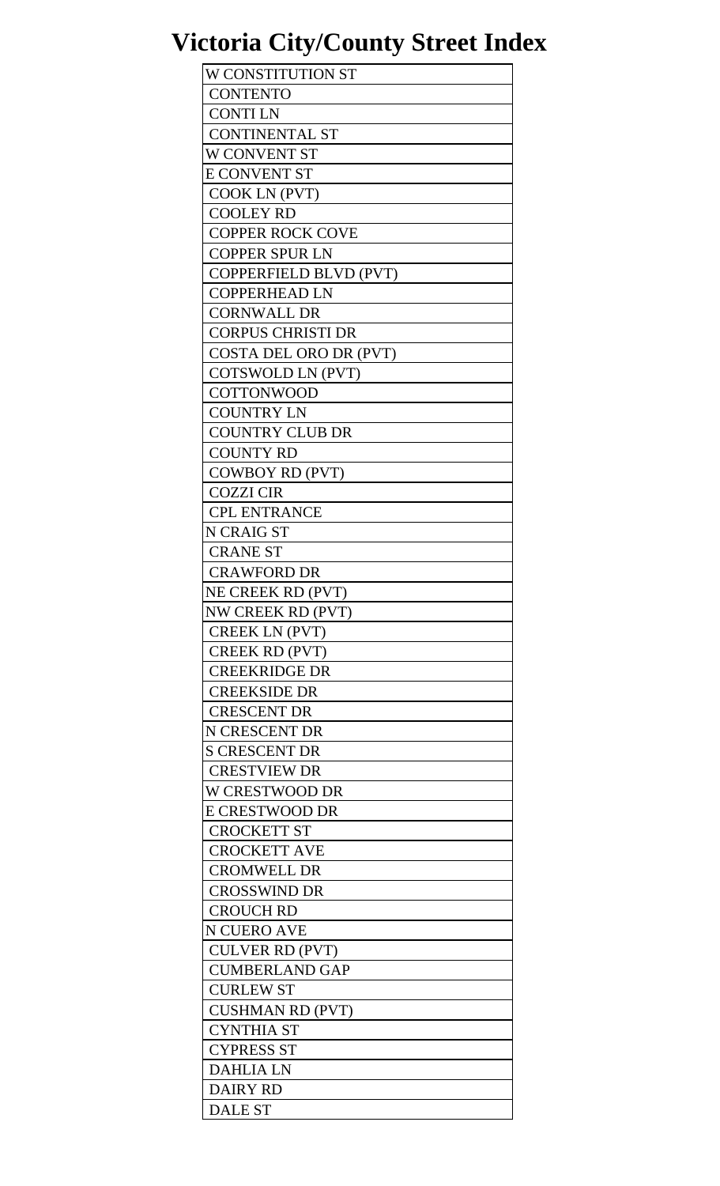# Victoria City/County Street Index

| W CONSTITUTION ST |
|---|
| CONTENTO |
| CONTI LN |
| CONTINENTAL ST |
| W CONVENT ST |
| E CONVENT ST |
| COOK LN (PVT) |
| COOLEY RD |
| COPPER ROCK COVE |
| COPPER SPUR LN |
| COPPERFIELD BLVD (PVT) |
| COPPERHEAD LN |
| CORNWALL DR |
| CORPUS CHRISTI DR |
| COSTA DEL ORO DR (PVT) |
| COTSWOLD LN (PVT) |
| COTTONWOOD |
| COUNTRY LN |
| COUNTRY CLUB DR |
| COUNTY RD |
| COWBOY RD (PVT) |
| COZZI CIR |
| CPL ENTRANCE |
| N CRAIG ST |
| CRANE ST |
| CRAWFORD DR |
| NE CREEK RD (PVT) |
| NW CREEK RD (PVT) |
| CREEK LN (PVT) |
| CREEK RD (PVT) |
| CREEKRIDGE DR |
| CREEKSIDE DR |
| CRESCENT DR |
| N CRESCENT DR |
| S CRESCENT DR |
| CRESTVIEW DR |
| W CRESTWOOD DR |
| E CRESTWOOD DR |
| CROCKETT ST |
| CROCKETT AVE |
| CROMWELL DR |
| CROSSWIND DR |
| CROUCH RD |
| N CUERO AVE |
| CULVER RD (PVT) |
| CUMBERLAND GAP |
| CURLEW ST |
| CUSHMAN RD (PVT) |
| CYNTHIA ST |
| CYPRESS ST |
| DAHLIA LN |
| DAIRY RD |
| DALE ST |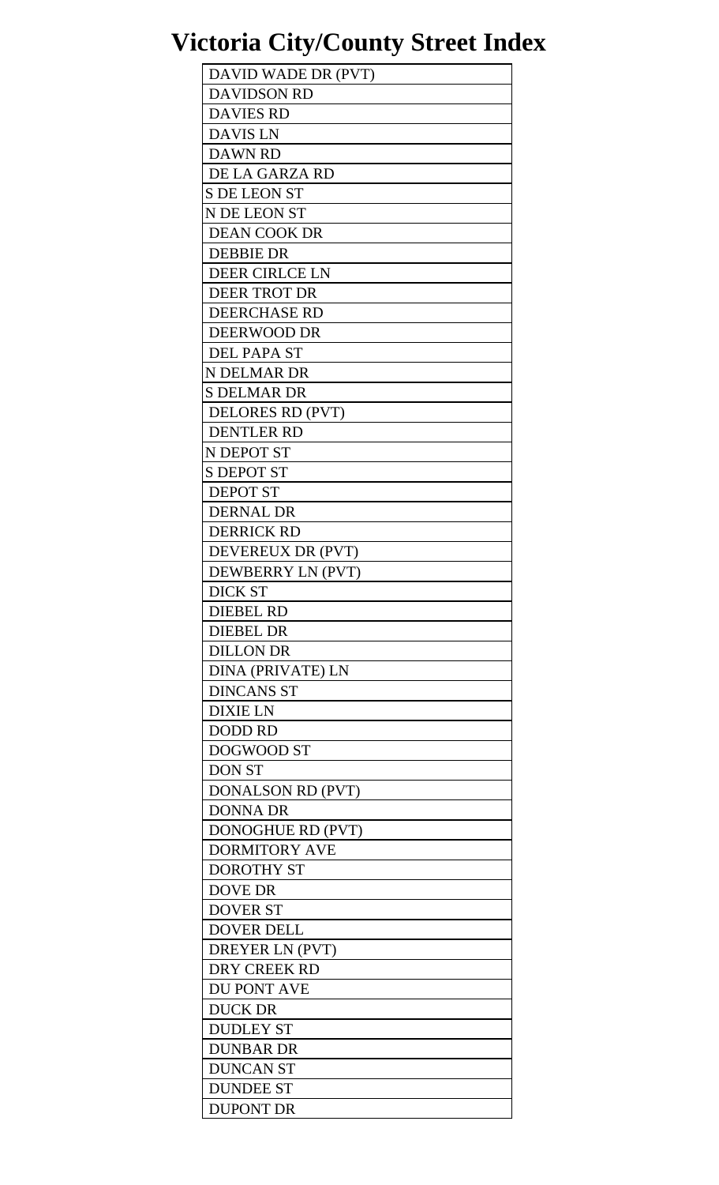# Victoria City/County Street Index

| DAVID WADE DR (PVT) |
|---|
| DAVIDSON RD |
| DAVIES RD |
| DAVIS LN |
| DAWN RD |
| DE LA GARZA RD |
| S DE LEON ST |
| N DE LEON ST |
| DEAN COOK DR |
| DEBBIE DR |
| DEER CIRLCE LN |
| DEER TROT DR |
| DEERCHASE RD |
| DEERWOOD DR |
| DEL PAPA ST |
| N DELMAR DR |
| S DELMAR DR |
| DELORES RD (PVT) |
| DENTLER RD |
| N DEPOT ST |
| S DEPOT ST |
| DEPOT ST |
| DERNAL DR |
| DERRICK RD |
| DEVEREUX DR (PVT) |
| DEWBERRY LN (PVT) |
| DICK ST |
| DIEBEL RD |
| DIEBEL DR |
| DILLON DR |
| DINA (PRIVATE) LN |
| DINCANS ST |
| DIXIE LN |
| DODD RD |
| DOGWOOD ST |
| DON ST |
| DONALSON RD (PVT) |
| DONNA DR |
| DONOGHUE RD (PVT) |
| DORMITORY AVE |
| DOROTHY ST |
| DOVE DR |
| DOVER ST |
| DOVER DELL |
| DREYER LN (PVT) |
| DRY CREEK RD |
| DU PONT AVE |
| DUCK DR |
| DUDLEY ST |
| DUNBAR DR |
| DUNCAN ST |
| DUNDEE ST |
| DUPONT DR |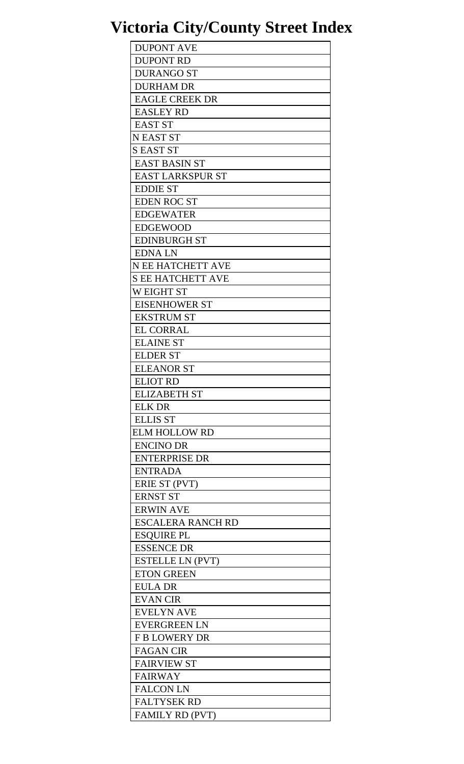# Victoria City/County Street Index

| DUPONT AVE |
|---|
| DUPONT RD |
| DURANGO ST |
| DURHAM DR |
| EAGLE CREEK DR |
| EASLEY RD |
| EAST ST |
| N EAST ST |
| S EAST ST |
| EAST BASIN ST |
| EAST LARKSPUR ST |
| EDDIE ST |
| EDEN ROC ST |
| EDGEWATER |
| EDGEWOOD |
| EDINBURGH ST |
| EDNA LN |
| N EE HATCHETT AVE |
| S EE HATCHETT AVE |
| W EIGHT ST |
| EISENHOWER ST |
| EKSTRUM ST |
| EL CORRAL |
| ELAINE ST |
| ELDER ST |
| ELEANOR ST |
| ELIOT RD |
| ELIZABETH ST |
| ELK DR |
| ELLIS ST |
| ELM HOLLOW RD |
| ENCINO DR |
| ENTERPRISE DR |
| ENTRADA |
| ERIE ST (PVT) |
| ERNST ST |
| ERWIN AVE |
| ESCALERA RANCH RD |
| ESQUIRE PL |
| ESSENCE DR |
| ESTELLE LN (PVT) |
| ETON GREEN |
| EULA DR |
| EVAN CIR |
| EVELYN AVE |
| EVERGREEN LN |
| F B LOWERY DR |
| FAGAN CIR |
| FAIRVIEW ST |
| FAIRWAY |
| FALCON LN |
| FALTYSEK RD |
| FAMILY RD (PVT) |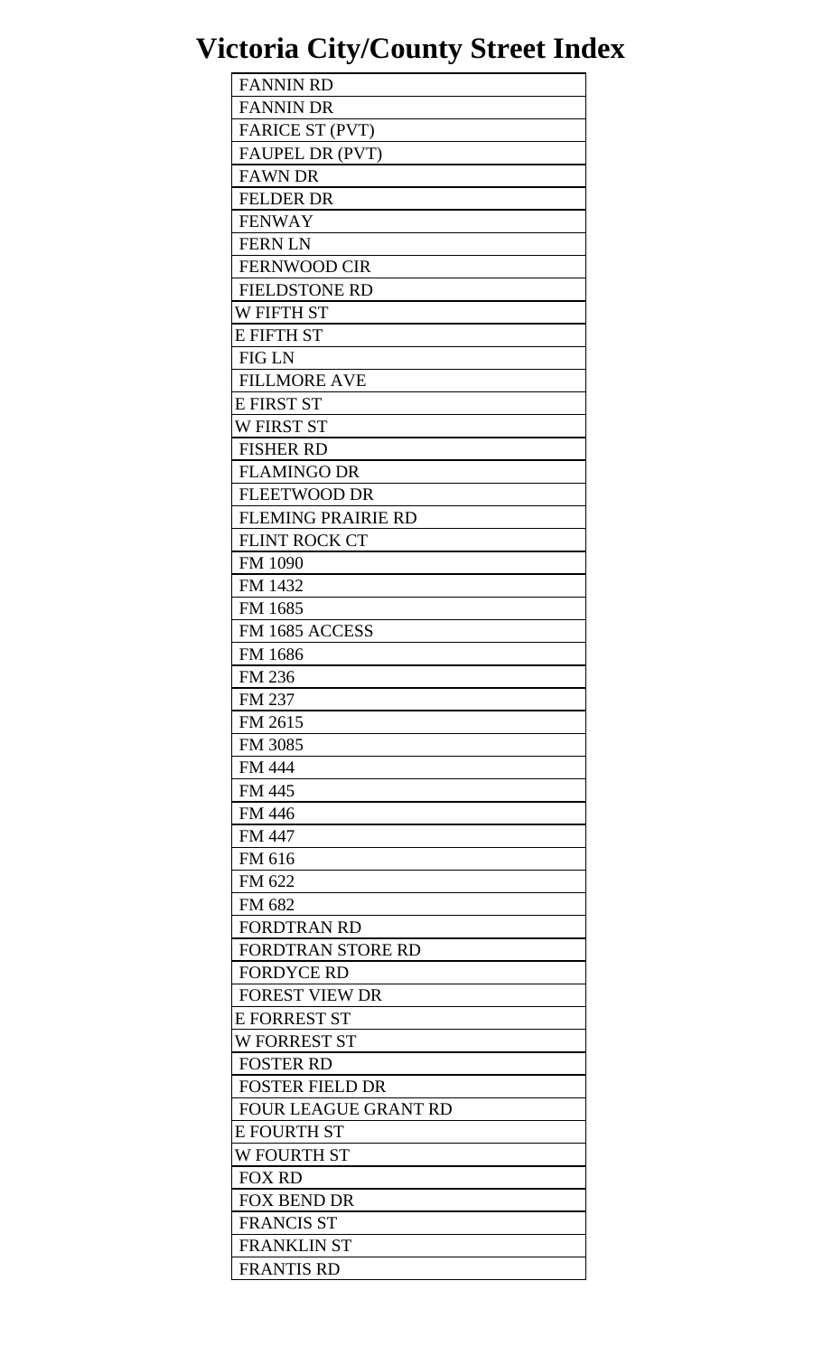# Victoria City/County Street Index

| FANNIN RD |
|---|
| FANNIN DR |
| FARICE ST (PVT) |
| FAUPEL DR (PVT) |
| FAWN DR |
| FELDER DR |
| FENWAY |
| FERN LN |
| FERNWOOD CIR |
| FIELDSTONE RD |
| W FIFTH ST |
| E FIFTH ST |
| FIG LN |
| FILLMORE AVE |
| E FIRST ST |
| W FIRST ST |
| FISHER RD |
| FLAMINGO DR |
| FLEETWOOD DR |
| FLEMING PRAIRIE RD |
| FLINT ROCK CT |
| FM 1090 |
| FM 1432 |
| FM 1685 |
| FM 1685 ACCESS |
| FM 1686 |
| FM 236 |
| FM 237 |
| FM 2615 |
| FM 3085 |
| FM 444 |
| FM 445 |
| FM 446 |
| FM 447 |
| FM 616 |
| FM 622 |
| FM 682 |
| FORDTRAN RD |
| FORDTRAN STORE RD |
| FORDYCE RD |
| FOREST VIEW DR |
| E FORREST ST |
| W FORREST ST |
| FOSTER RD |
| FOSTER FIELD DR |
| FOUR LEAGUE GRANT RD |
| E FOURTH ST |
| W FOURTH ST |
| FOX RD |
| FOX BEND DR |
| FRANCIS ST |
| FRANKLIN ST |
| FRANTIS RD |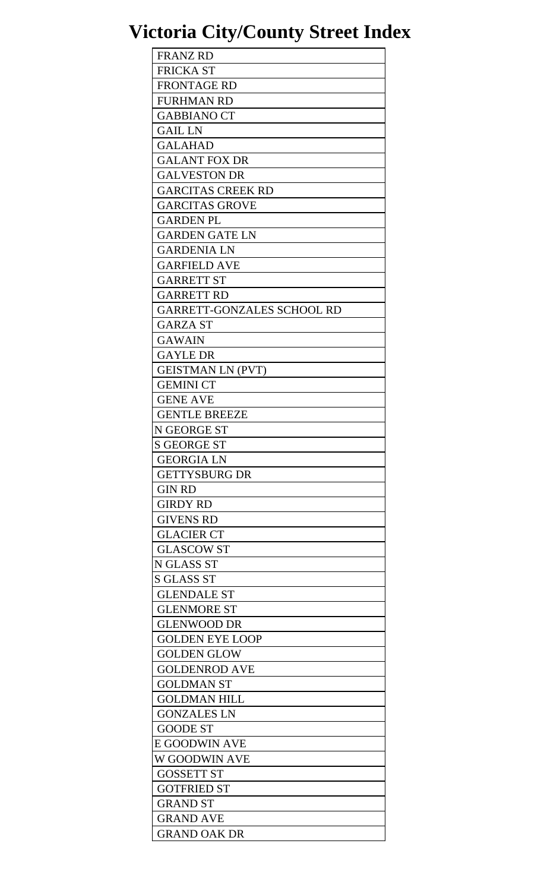# Victoria City/County Street Index

| FRANZ RD |
|---|
| FRICKA ST |
| FRONTAGE RD |
| FURHMAN RD |
| GABBIANO CT |
| GAIL LN |
| GALAHAD |
| GALANT FOX DR |
| GALVESTON DR |
| GARCITAS CREEK RD |
| GARCITAS GROVE |
| GARDEN PL |
| GARDEN GATE LN |
| GARDENIA LN |
| GARFIELD AVE |
| GARRETT ST |
| GARRETT RD |
| GARRETT-GONZALES SCHOOL RD |
| GARZA ST |
| GAWAIN |
| GAYLE DR |
| GEISTMAN LN (PVT) |
| GEMINI CT |
| GENE AVE |
| GENTLE BREEZE |
| N GEORGE ST |
| S GEORGE ST |
| GEORGIA LN |
| GETTYSBURG DR |
| GIN RD |
| GIRDY RD |
| GIVENS RD |
| GLACIER CT |
| GLASCOW ST |
| N GLASS ST |
| S GLASS ST |
| GLENDALE ST |
| GLENMORE ST |
| GLENWOOD DR |
| GOLDEN EYE LOOP |
| GOLDEN GLOW |
| GOLDENROD AVE |
| GOLDMAN ST |
| GOLDMAN HILL |
| GONZALES LN |
| GOODE ST |
| E GOODWIN AVE |
| W GOODWIN AVE |
| GOSSETT ST |
| GOTFRIED ST |
| GRAND ST |
| GRAND AVE |
| GRAND OAK DR |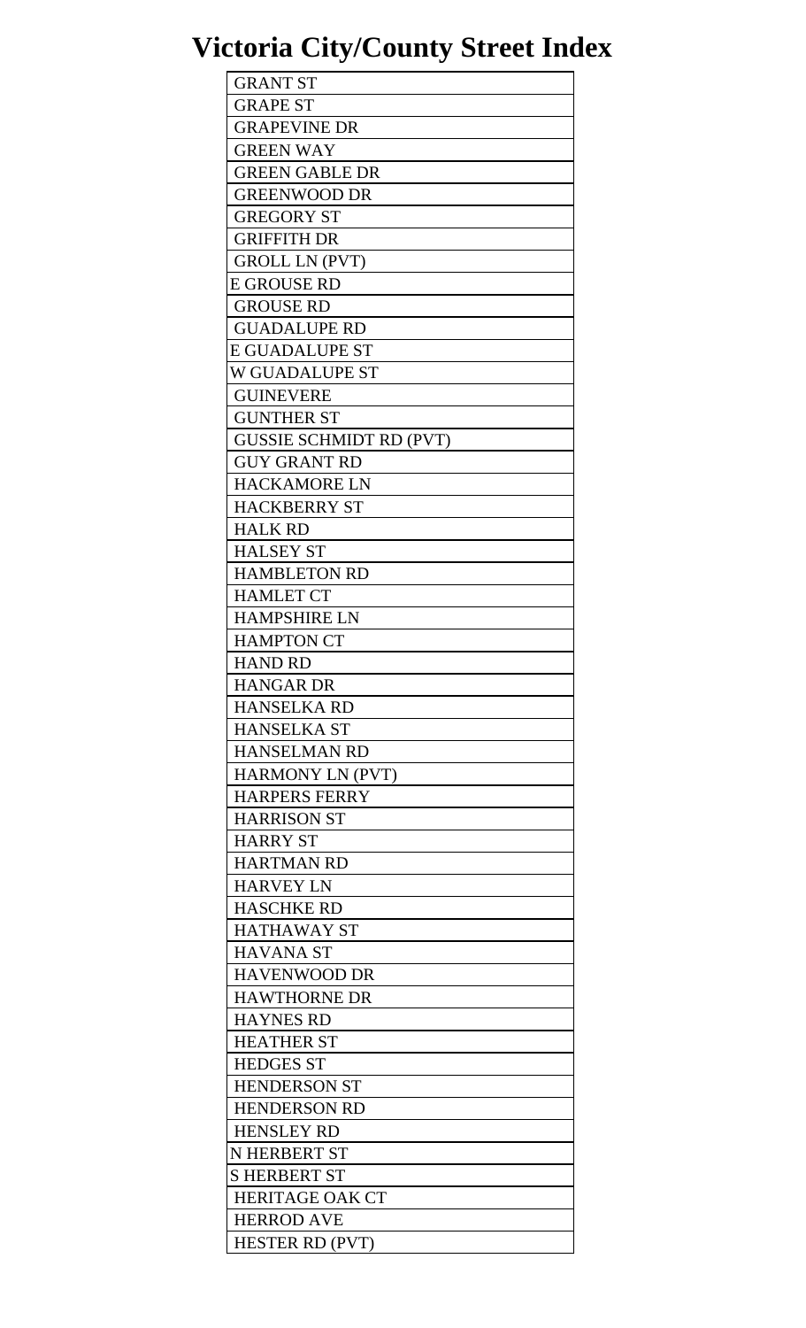# Victoria City/County Street Index

| GRANT ST |
|---|
| GRAPE ST |
| GRAPEVINE DR |
| GREEN WAY |
| GREEN GABLE DR |
| GREENWOOD DR |
| GREGORY ST |
| GRIFFITH DR |
| GROLL LN (PVT) |
| E GROUSE RD |
| GROUSE RD |
| GUADALUPE RD |
| E GUADALUPE ST |
| W GUADALUPE ST |
| GUINEVERE |
| GUNTHER ST |
| GUSSIE SCHMIDT RD (PVT) |
| GUY GRANT RD |
| HACKAMORE LN |
| HACKBERRY ST |
| HALK RD |
| HALSEY ST |
| HAMBLETON RD |
| HAMLET CT |
| HAMPSHIRE LN |
| HAMPTON CT |
| HAND RD |
| HANGAR DR |
| HANSELKA RD |
| HANSELKA ST |
| HANSELMAN RD |
| HARMONY LN (PVT) |
| HARPERS FERRY |
| HARRISON ST |
| HARRY ST |
| HARTMAN RD |
| HARVEY LN |
| HASCHKE RD |
| HATHAWAY ST |
| HAVANA ST |
| HAVENWOOD DR |
| HAWTHORNE DR |
| HAYNES RD |
| HEATHER ST |
| HEDGES ST |
| HENDERSON ST |
| HENDERSON RD |
| HENSLEY RD |
| N HERBERT ST |
| S HERBERT ST |
| HERITAGE OAK CT |
| HERROD AVE |
| HESTER RD (PVT) |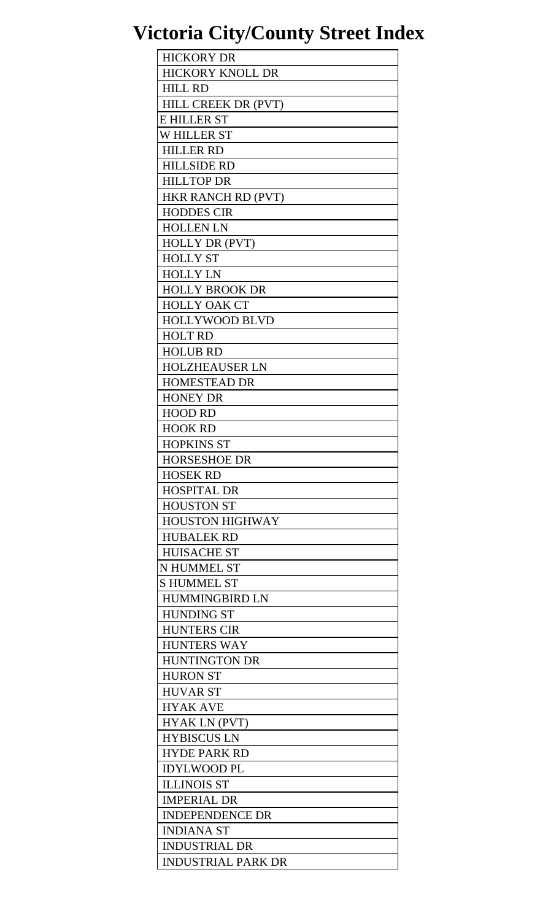# Victoria City/County Street Index

| HICKORY DR |
|---|
| HICKORY KNOLL DR |
| HILL RD |
| HILL CREEK DR (PVT) |
| E HILLER ST |
| W HILLER ST |
| HILLER RD |
| HILLSIDE RD |
| HILLTOP DR |
| HKR RANCH RD (PVT) |
| HODDES CIR |
| HOLLEN LN |
| HOLLY DR (PVT) |
| HOLLY ST |
| HOLLY LN |
| HOLLY BROOK DR |
| HOLLY OAK CT |
| HOLLYWOOD BLVD |
| HOLT RD |
| HOLUB RD |
| HOLZHEAUSER LN |
| HOMESTEAD DR |
| HONEY DR |
| HOOD RD |
| HOOK RD |
| HOPKINS ST |
| HORSESHOE DR |
| HOSEK RD |
| HOSPITAL DR |
| HOUSTON ST |
| HOUSTON HIGHWAY |
| HUBALEK RD |
| HUISACHE ST |
| N HUMMEL ST |
| S HUMMEL ST |
| HUMMINGBIRD LN |
| HUNDING ST |
| HUNTERS CIR |
| HUNTERS WAY |
| HUNTINGTON DR |
| HURON ST |
| HUVAR ST |
| HYAK AVE |
| HYAK LN (PVT) |
| HYBISCUS LN |
| HYDE PARK RD |
| IDYLWOOD PL |
| ILLINOIS ST |
| IMPERIAL DR |
| INDEPENDENCE DR |
| INDIANA ST |
| INDUSTRIAL DR |
| INDUSTRIAL PARK DR |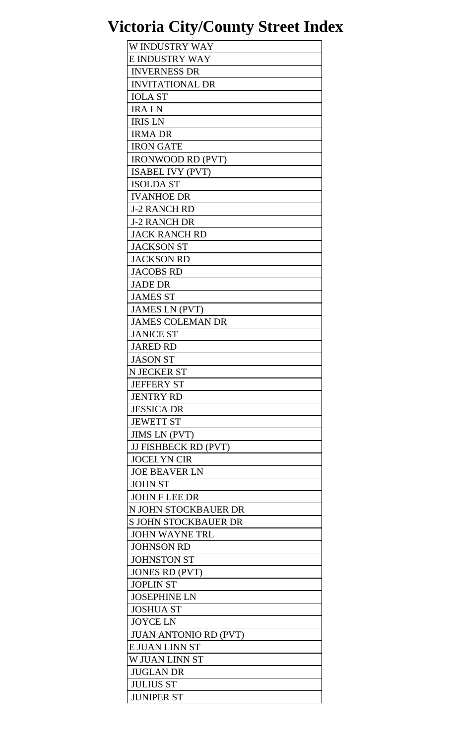# Victoria City/County Street Index

| W INDUSTRY WAY |
|---|
| E INDUSTRY WAY |
| INVERNESS DR |
| INVITATIONAL DR |
| IOLA ST |
| IRA LN |
| IRIS LN |
| IRMA DR |
| IRON GATE |
| IRONWOOD RD (PVT) |
| ISABEL IVY (PVT) |
| ISOLDA ST |
| IVANHOE DR |
| J-2 RANCH RD |
| J-2 RANCH DR |
| JACK RANCH RD |
| JACKSON ST |
| JACKSON RD |
| JACOBS RD |
| JADE DR |
| JAMES ST |
| JAMES LN (PVT) |
| JAMES COLEMAN DR |
| JANICE ST |
| JARED RD |
| JASON ST |
| N JECKER ST |
| JEFFERY ST |
| JENTRY RD |
| JESSICA DR |
| JEWETT ST |
| JIMS LN (PVT) |
| JJ FISHBECK RD (PVT) |
| JOCELYN CIR |
| JOE BEAVER LN |
| JOHN ST |
| JOHN F LEE DR |
| N JOHN STOCKBAUER DR |
| S JOHN STOCKBAUER DR |
| JOHN WAYNE TRL |
| JOHNSON RD |
| JOHNSTON ST |
| JONES RD (PVT) |
| JOPLIN ST |
| JOSEPHINE LN |
| JOSHUA ST |
| JOYCE LN |
| JUAN ANTONIO RD (PVT) |
| E JUAN LINN ST |
| W JUAN LINN ST |
| JUGLAN DR |
| JULIUS ST |
| JUNIPER ST |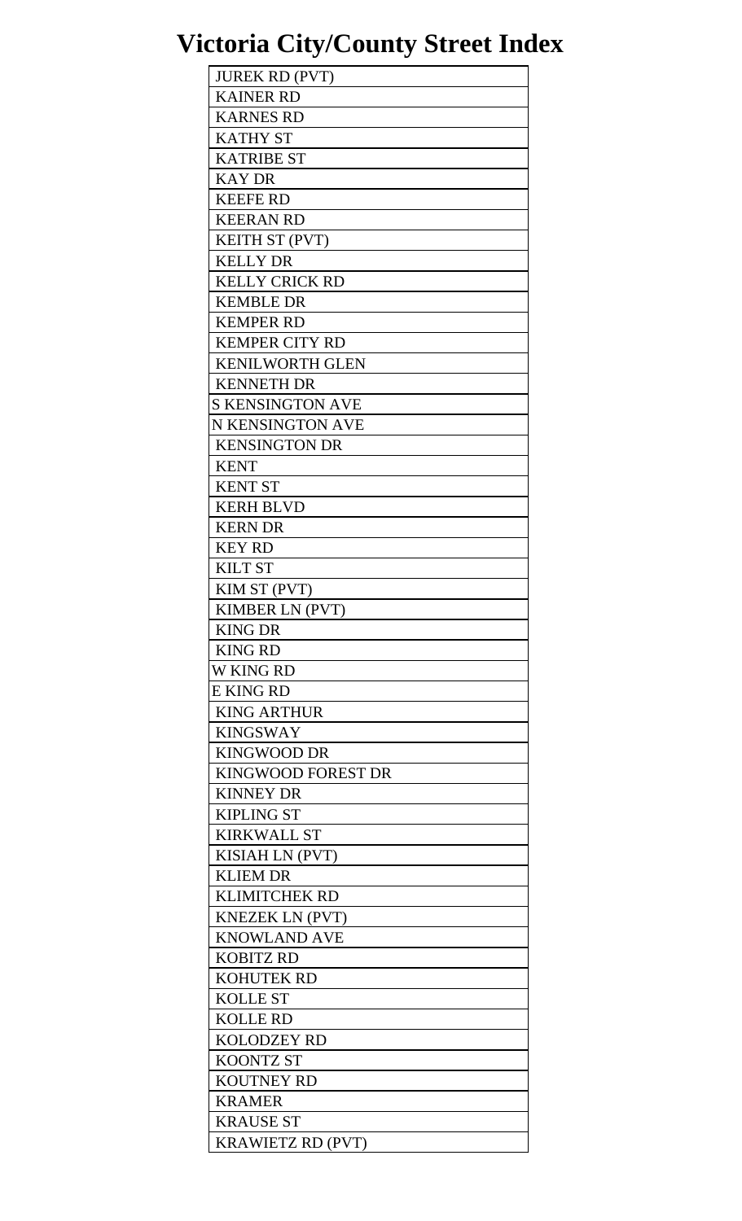# Victoria City/County Street Index

| JUREK RD (PVT) |
|---|
| KAINER RD |
| KARNES RD |
| KATHY ST |
| KATRIBE ST |
| KAY DR |
| KEEFE RD |
| KEERAN RD |
| KEITH ST (PVT) |
| KELLY DR |
| KELLY CRICK RD |
| KEMBLE DR |
| KEMPER RD |
| KEMPER CITY RD |
| KENILWORTH GLEN |
| KENNETH DR |
| S KENSINGTON AVE |
| N KENSINGTON AVE |
| KENSINGTON DR |
| KENT |
| KENT ST |
| KERH BLVD |
| KERN DR |
| KEY RD |
| KILT ST |
| KIM ST (PVT) |
| KIMBER LN (PVT) |
| KING DR |
| KING RD |
| W KING RD |
| E KING RD |
| KING ARTHUR |
| KINGSWAY |
| KINGWOOD DR |
| KINGWOOD FOREST DR |
| KINNEY DR |
| KIPLING ST |
| KIRKWALL ST |
| KISIAH LN (PVT) |
| KLIEM DR |
| KLIMITCHEK RD |
| KNEZEK LN (PVT) |
| KNOWLAND AVE |
| KOBITZ RD |
| KOHUTEK RD |
| KOLLE ST |
| KOLLE RD |
| KOLODZEY RD |
| KOONTZ ST |
| KOUTNEY RD |
| KRAMER |
| KRAUSE ST |
| KRAWIETZ RD (PVT) |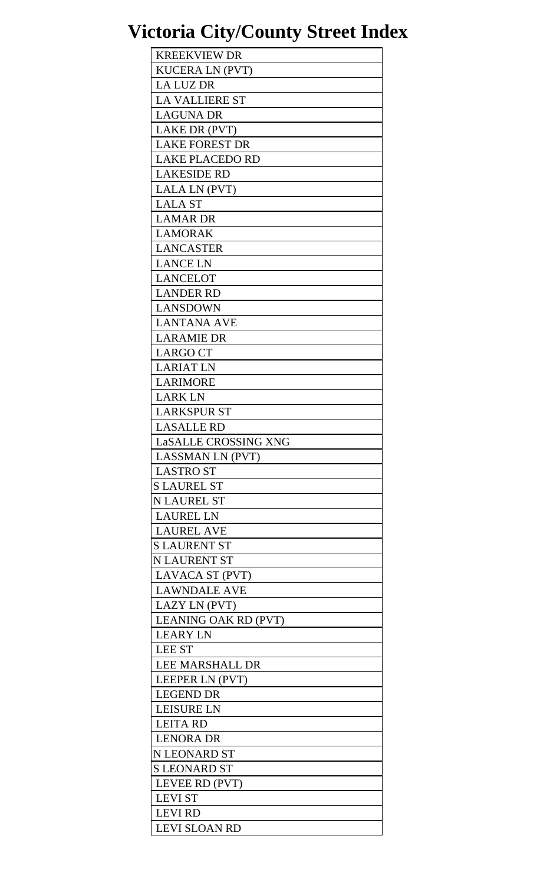# Victoria City/County Street Index

| KREEKVIEW DR |
|---|
| KUCERA LN (PVT) |
| LA LUZ DR |
| LA VALLIERE ST |
| LAGUNA DR |
| LAKE DR (PVT) |
| LAKE FOREST DR |
| LAKE PLACEDO RD |
| LAKESIDE RD |
| LALA LN (PVT) |
| LALA ST |
| LAMAR DR |
| LAMORAK |
| LANCASTER |
| LANCE LN |
| LANCELOT |
| LANDER RD |
| LANSDOWN |
| LANTANA AVE |
| LARAMIE DR |
| LARGO CT |
| LARIAT LN |
| LARIMORE |
| LARK LN |
| LARKSPUR ST |
| LASALLE RD |
| LaSALLE CROSSING XNG |
| LASSMAN LN (PVT) |
| LASTRO ST |
| S LAUREL ST |
| N LAUREL ST |
| LAUREL LN |
| LAUREL AVE |
| S LAURENT ST |
| N LAURENT ST |
| LAVACA ST (PVT) |
| LAWNDALE AVE |
| LAZY LN (PVT) |
| LEANING OAK RD (PVT) |
| LEARY LN |
| LEE ST |
| LEE MARSHALL DR |
| LEEPER LN (PVT) |
| LEGEND DR |
| LEISURE LN |
| LEITA RD |
| LENORA DR |
| N LEONARD ST |
| S LEONARD ST |
| LEVEE RD (PVT) |
| LEVI ST |
| LEVI RD |
| LEVI SLOAN RD |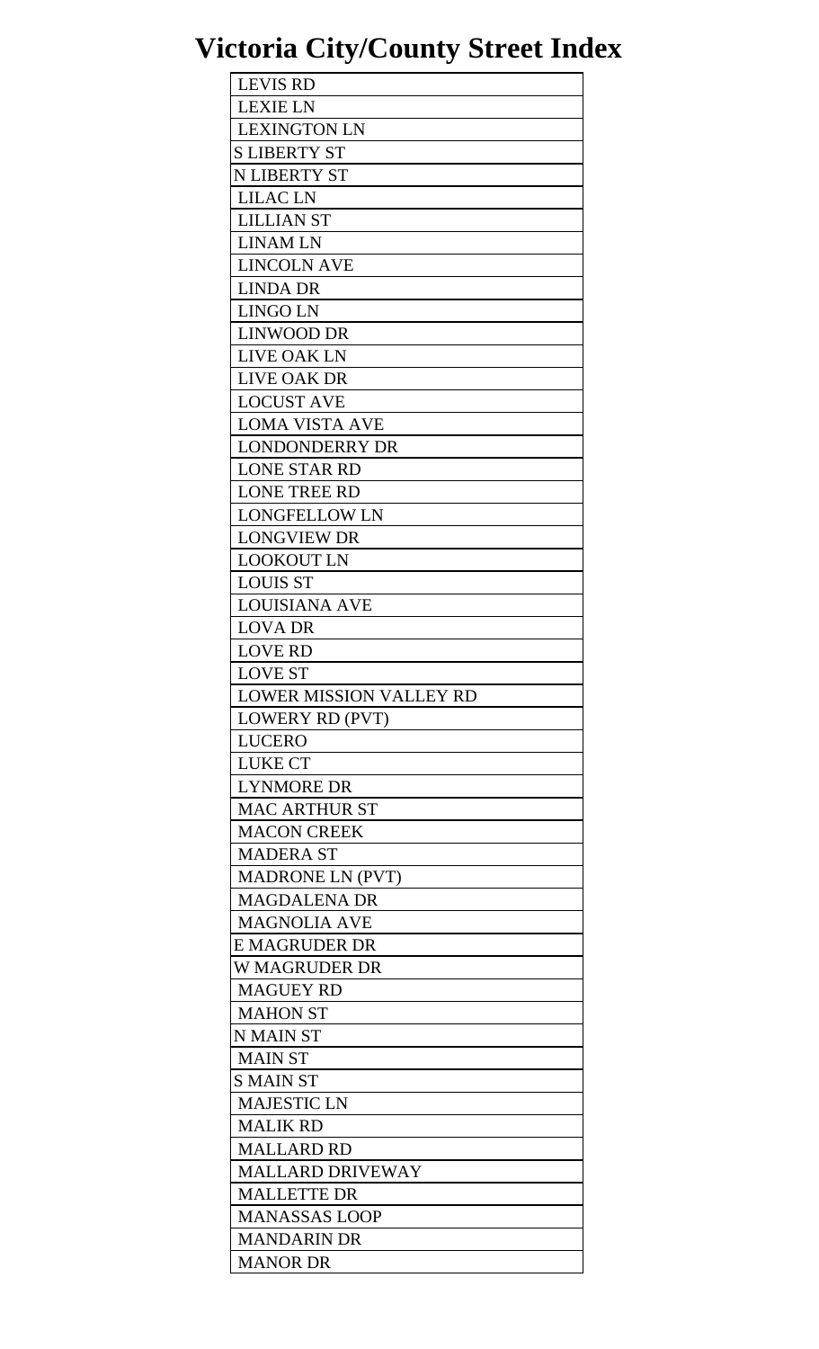# Victoria City/County Street Index

| LEVIS RD |
|---|
| LEXIE LN |
| LEXINGTON LN |
| S LIBERTY ST |
| N LIBERTY ST |
| LILAC LN |
| LILLIAN ST |
| LINAM LN |
| LINCOLN AVE |
| LINDA DR |
| LINGO LN |
| LINWOOD DR |
| LIVE OAK LN |
| LIVE OAK DR |
| LOCUST AVE |
| LOMA VISTA AVE |
| LONDONDERRY DR |
| LONE STAR RD |
| LONE TREE RD |
| LONGFELLOW LN |
| LONGVIEW DR |
| LOOKOUT LN |
| LOUIS ST |
| LOUISIANA AVE |
| LOVA DR |
| LOVE RD |
| LOVE ST |
| LOWER MISSION VALLEY RD |
| LOWERY RD (PVT) |
| LUCERO |
| LUKE CT |
| LYNMORE DR |
| MAC ARTHUR ST |
| MACON CREEK |
| MADERA ST |
| MADRONE LN (PVT) |
| MAGDALENA DR |
| MAGNOLIA AVE |
| E MAGRUDER DR |
| W MAGRUDER DR |
| MAGUEY RD |
| MAHON ST |
| N MAIN ST |
| MAIN ST |
| S MAIN ST |
| MAJESTIC LN |
| MALIK RD |
| MALLARD RD |
| MALLARD DRIVEWAY |
| MALLETTE DR |
| MANASSAS LOOP |
| MANDARIN DR |
| MANOR DR |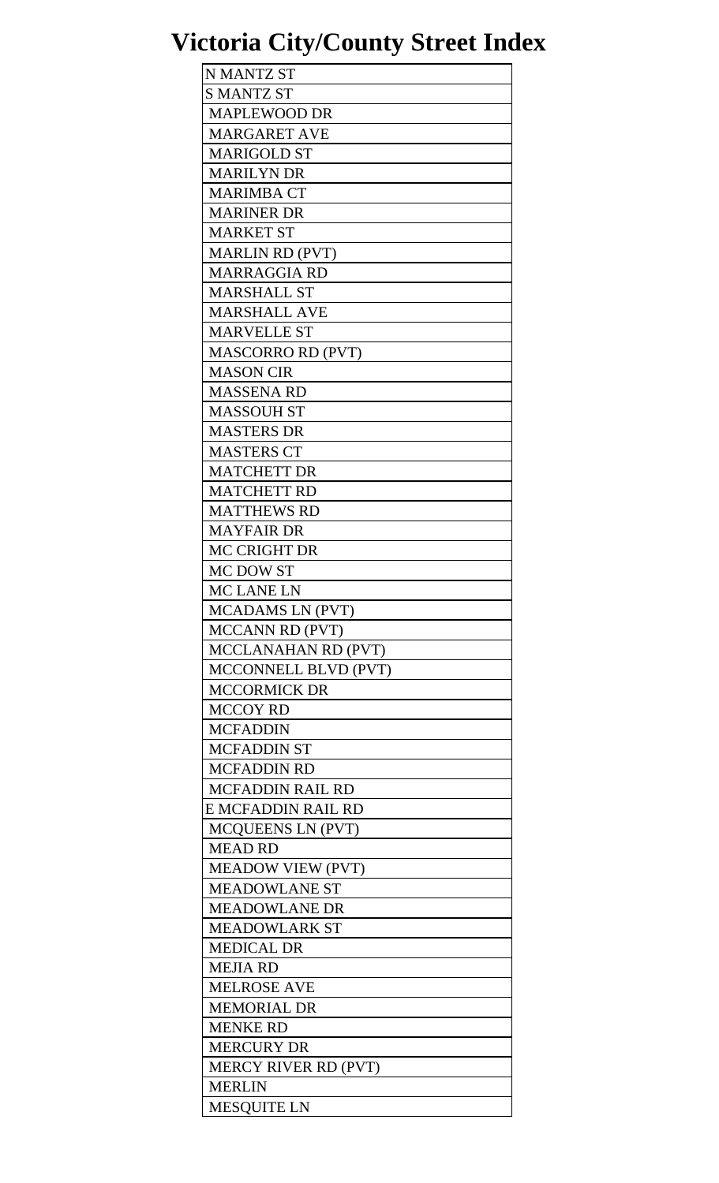# Victoria City/County Street Index

| N MANTZ ST |
| --- |
| S MANTZ ST |
| MAPLEWOOD DR |
| MARGARET AVE |
| MARIGOLD ST |
| MARILYN DR |
| MARIMBA CT |
| MARINER DR |
| MARKET ST |
| MARLIN RD (PVT) |
| MARRAGGIA RD |
| MARSHALL ST |
| MARSHALL AVE |
| MARVELLE ST |
| MASCORRO RD (PVT) |
| MASON CIR |
| MASSENA RD |
| MASSOUH ST |
| MASTERS DR |
| MASTERS CT |
| MATCHETT DR |
| MATCHETT RD |
| MATTHEWS RD |
| MAYFAIR DR |
| MC CRIGHT DR |
| MC DOW ST |
| MC LANE LN |
| MCADAMS LN (PVT) |
| MCCANN RD (PVT) |
| MCCLANAHAN RD (PVT) |
| MCCONNELL BLVD (PVT) |
| MCCORMICK DR |
| MCCOY RD |
| MCFADDIN |
| MCFADDIN ST |
| MCFADDIN RD |
| MCFADDIN RAIL RD |
| E MCFADDIN RAIL RD |
| MCQUEENS LN (PVT) |
| MEAD RD |
| MEADOW VIEW (PVT) |
| MEADOWLANE ST |
| MEADOWLANE DR |
| MEADOWLARK ST |
| MEDICAL DR |
| MEJIA RD |
| MELROSE AVE |
| MEMORIAL DR |
| MENKE RD |
| MERCURY DR |
| MERCY RIVER RD (PVT) |
| MERLIN |
| MESQUITE LN |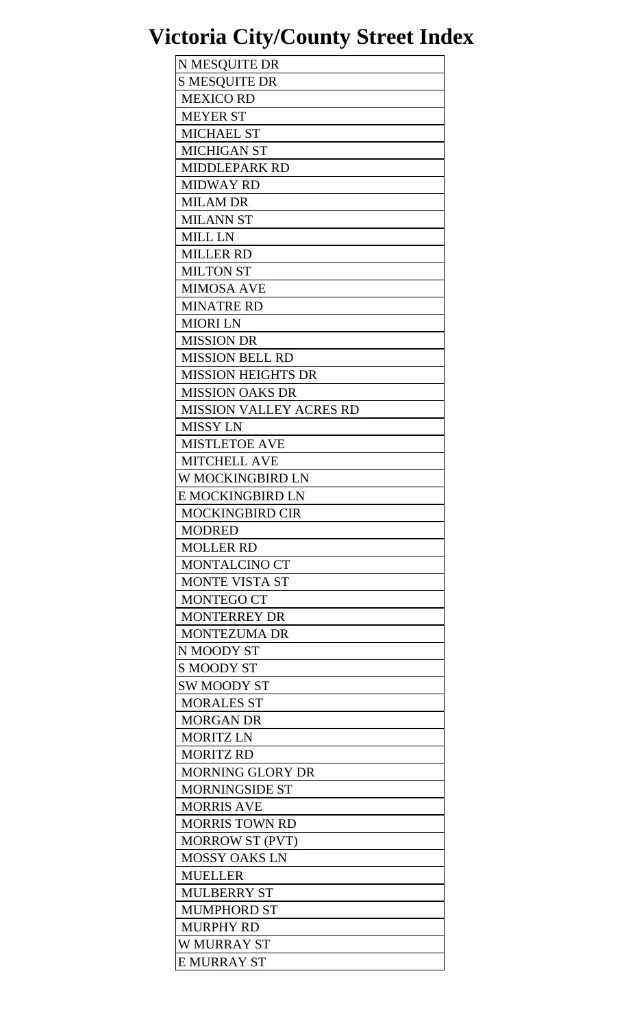# Victoria City/County Street Index

| N MESQUITE DR |
|---|
| S MESQUITE DR |
| MEXICO RD |
| MEYER ST |
| MICHAEL ST |
| MICHIGAN ST |
| MIDDLEPARK RD |
| MIDWAY RD |
| MILAM DR |
| MILANN ST |
| MILL LN |
| MILLER RD |
| MILTON ST |
| MIMOSA AVE |
| MINATRE RD |
| MIORI LN |
| MISSION DR |
| MISSION BELL RD |
| MISSION HEIGHTS DR |
| MISSION OAKS DR |
| MISSION VALLEY ACRES RD |
| MISSY LN |
| MISTLETOE AVE |
| MITCHELL AVE |
| W MOCKINGBIRD LN |
| E MOCKINGBIRD LN |
| MOCKINGBIRD CIR |
| MODRED |
| MOLLER RD |
| MONTALCINO CT |
| MONTE VISTA ST |
| MONTEGO CT |
| MONTERREY DR |
| MONTEZUMA DR |
| N MOODY ST |
| S MOODY ST |
| SW MOODY ST |
| MORALES ST |
| MORGAN DR |
| MORITZ LN |
| MORITZ RD |
| MORNING GLORY DR |
| MORNINGSIDE ST |
| MORRIS AVE |
| MORRIS TOWN RD |
| MORROW ST (PVT) |
| MOSSY OAKS LN |
| MUELLER |
| MULBERRY ST |
| MUMPHORD ST |
| MURPHY RD |
| W MURRAY ST |
| E MURRAY ST |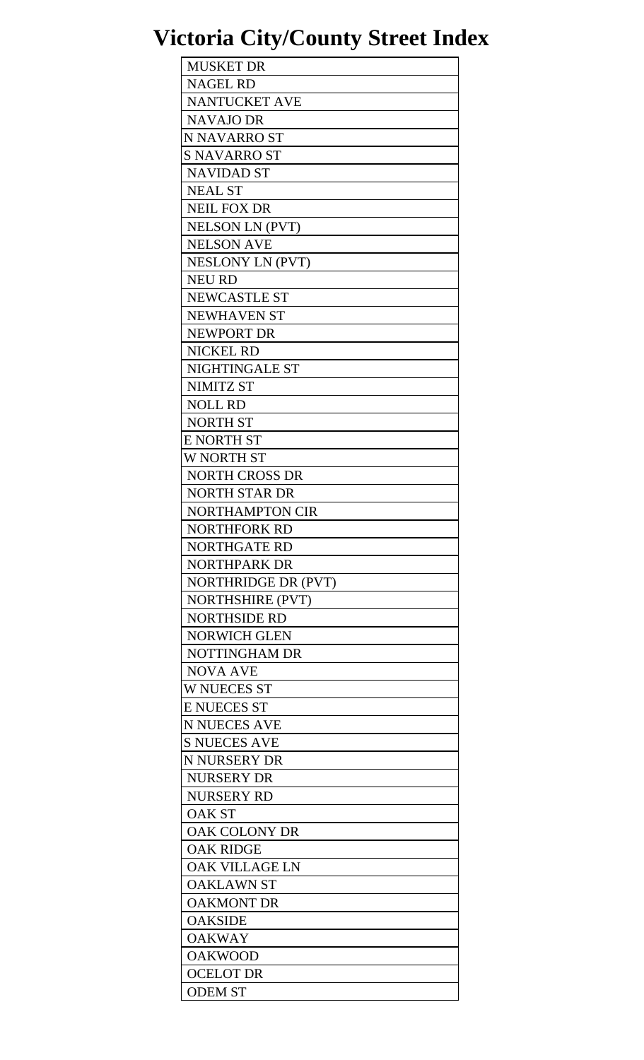# Victoria City/County Street Index

| MUSKET DR |
|---|
| NAGEL RD |
| NANTUCKET AVE |
| NAVAJO DR |
| N NAVARRO ST |
| S NAVARRO ST |
| NAVIDAD ST |
| NEAL ST |
| NEIL FOX DR |
| NELSON LN (PVT) |
| NELSON AVE |
| NESLONY LN (PVT) |
| NEU RD |
| NEWCASTLE ST |
| NEWHAVEN ST |
| NEWPORT DR |
| NICKEL RD |
| NIGHTINGALE ST |
| NIMITZ ST |
| NOLL RD |
| NORTH ST |
| E NORTH ST |
| W NORTH ST |
| NORTH CROSS DR |
| NORTH STAR DR |
| NORTHAMPTON CIR |
| NORTHFORK RD |
| NORTHGATE RD |
| NORTHPARK DR |
| NORTHRIDGE DR (PVT) |
| NORTHSHIRE (PVT) |
| NORTHSIDE RD |
| NORWICH GLEN |
| NOTTINGHAM DR |
| NOVA AVE |
| W NUECES ST |
| E NUECES ST |
| N NUECES AVE |
| S NUECES AVE |
| N NURSERY DR |
| NURSERY DR |
| NURSERY RD |
| OAK ST |
| OAK COLONY DR |
| OAK RIDGE |
| OAK VILLAGE LN |
| OAKLAWN ST |
| OAKMONT DR |
| OAKSIDE |
| OAKWAY |
| OAKWOOD |
| OCELOT DR |
| ODEM ST |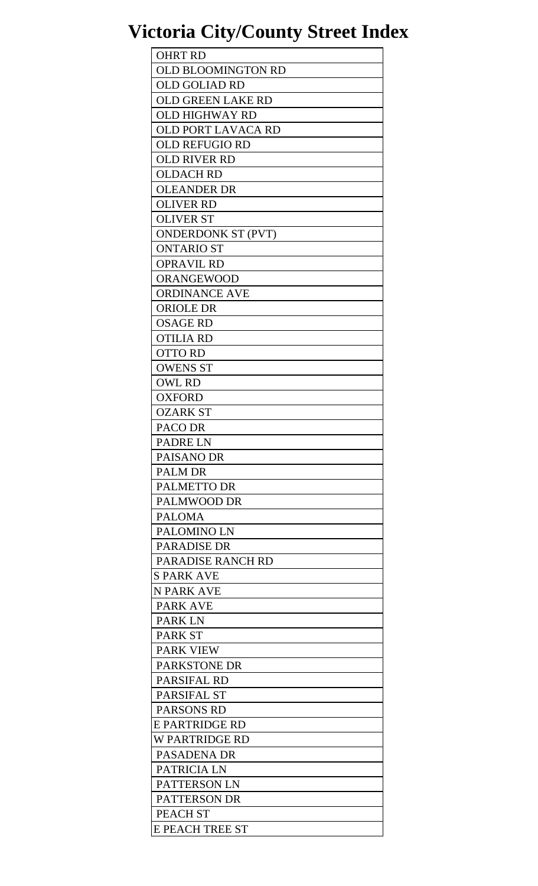# Victoria City/County Street Index

| OHRT RD |
|---|
| OLD BLOOMINGTON RD |
| OLD GOLIAD RD |
| OLD GREEN LAKE RD |
| OLD HIGHWAY RD |
| OLD PORT LAVACA RD |
| OLD REFUGIO RD |
| OLD RIVER RD |
| OLDACH RD |
| OLEANDER DR |
| OLIVER RD |
| OLIVER ST |
| ONDERDONK ST (PVT) |
| ONTARIO ST |
| OPRAVIL RD |
| ORANGEWOOD |
| ORDINANCE AVE |
| ORIOLE DR |
| OSAGE RD |
| OTILIA RD |
| OTTO RD |
| OWENS ST |
| OWL RD |
| OXFORD |
| OZARK ST |
| PACO DR |
| PADRE LN |
| PAISANO DR |
| PALM DR |
| PALMETTO DR |
| PALMWOOD DR |
| PALOMA |
| PALOMINO LN |
| PARADISE DR |
| PARADISE RANCH RD |
| S PARK AVE |
| N PARK AVE |
| PARK AVE |
| PARK LN |
| PARK ST |
| PARK VIEW |
| PARKSTONE DR |
| PARSIFAL RD |
| PARSIFAL ST |
| PARSONS RD |
| E PARTRIDGE RD |
| W PARTRIDGE RD |
| PASADENA DR |
| PATRICIA LN |
| PATTERSON LN |
| PATTERSON DR |
| PEACH ST |
| E PEACH TREE ST |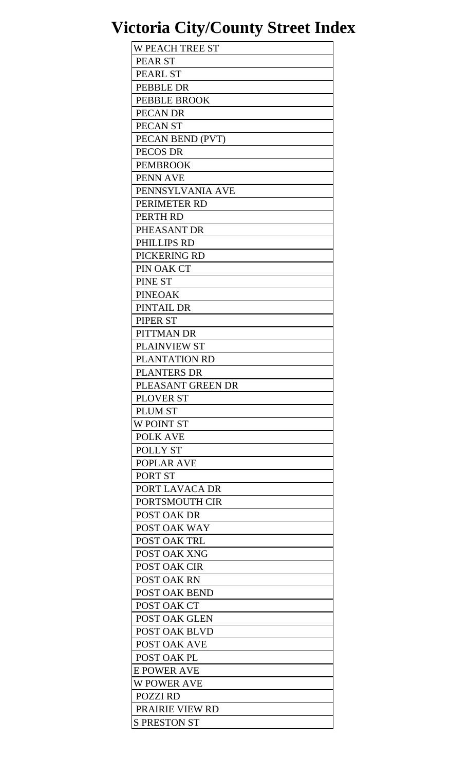# Victoria City/County Street Index

| W PEACH TREE ST |
|---|
| PEAR ST |
| PEARL ST |
| PEBBLE DR |
| PEBBLE BROOK |
| PECAN DR |
| PECAN ST |
| PECAN BEND (PVT) |
| PECOS DR |
| PEMBROOK |
| PENN AVE |
| PENNSYLVANIA AVE |
| PERIMETER RD |
| PERTH RD |
| PHEASANT DR |
| PHILLIPS RD |
| PICKERING RD |
| PIN OAK CT |
| PINE ST |
| PINEOAK |
| PINTAIL DR |
| PIPER ST |
| PITTMAN DR |
| PLAINVIEW ST |
| PLANTATION RD |
| PLANTERS DR |
| PLEASANT GREEN DR |
| PLOVER ST |
| PLUM ST |
| W POINT ST |
| POLK AVE |
| POLLY ST |
| POPLAR AVE |
| PORT ST |
| PORT LAVACA DR |
| PORTSMOUTH CIR |
| POST OAK DR |
| POST OAK WAY |
| POST OAK TRL |
| POST OAK XNG |
| POST OAK CIR |
| POST OAK RN |
| POST OAK BEND |
| POST OAK CT |
| POST OAK GLEN |
| POST OAK BLVD |
| POST OAK AVE |
| POST OAK PL |
| E POWER AVE |
| W POWER AVE |
| POZZI RD |
| PRAIRIE VIEW RD |
| S PRESTON ST |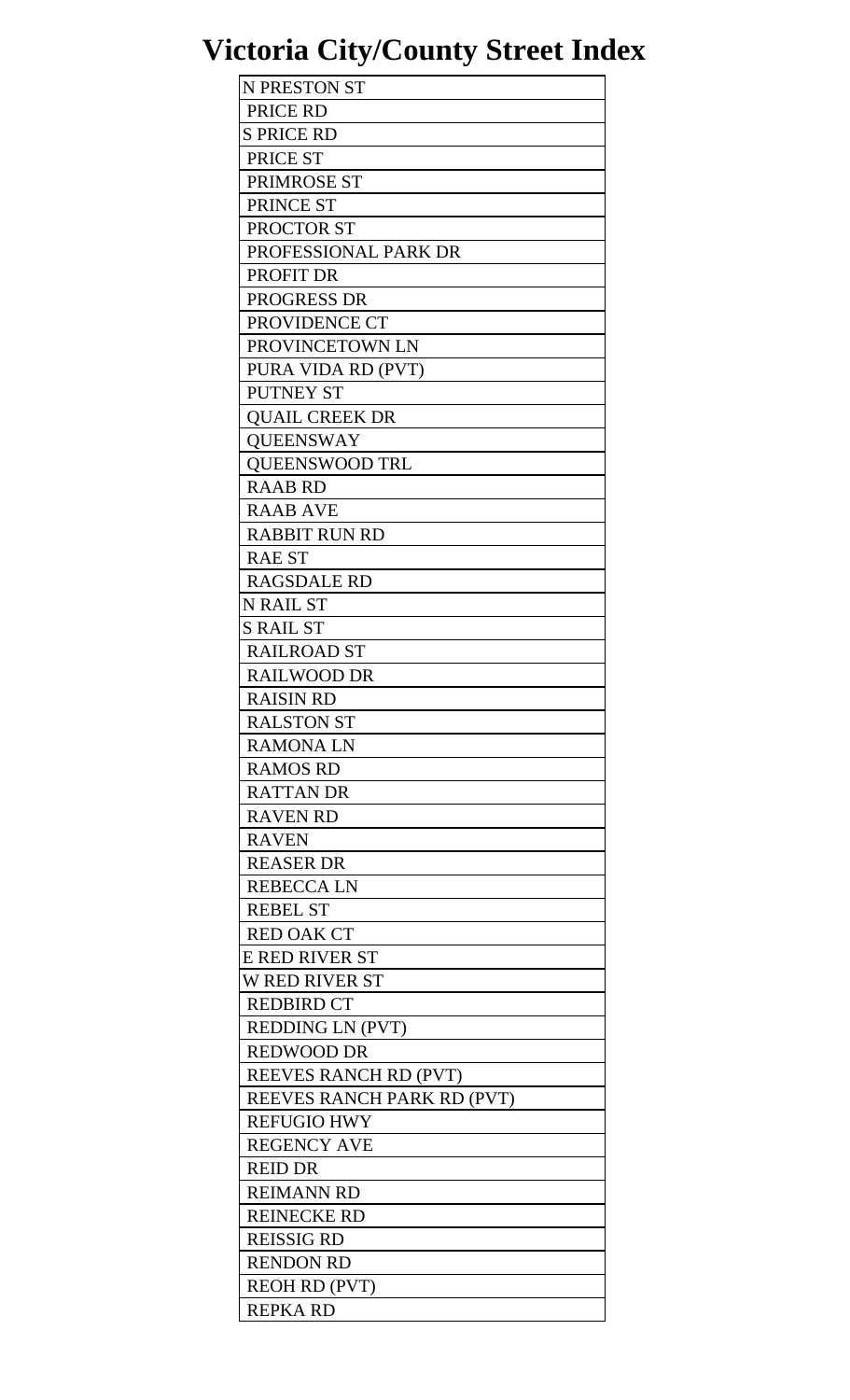# Victoria City/County Street Index

| N PRESTON ST |
|---|
| PRICE RD |
| S PRICE RD |
| PRICE ST |
| PRIMROSE ST |
| PRINCE ST |
| PROCTOR ST |
| PROFESSIONAL PARK DR |
| PROFIT DR |
| PROGRESS DR |
| PROVIDENCE CT |
| PROVINCETOWN LN |
| PURA VIDA RD (PVT) |
| PUTNEY ST |
| QUAIL CREEK DR |
| QUEENSWAY |
| QUEENSWOOD TRL |
| RAAB RD |
| RAAB AVE |
| RABBIT RUN RD |
| RAE ST |
| RAGSDALE RD |
| N RAIL ST |
| S RAIL ST |
| RAILROAD ST |
| RAILWOOD DR |
| RAISIN RD |
| RALSTON ST |
| RAMONA LN |
| RAMOS RD |
| RATTAN DR |
| RAVEN RD |
| RAVEN |
| REASER DR |
| REBECCA LN |
| REBEL ST |
| RED OAK CT |
| E RED RIVER ST |
| W RED RIVER ST |
| REDBIRD CT |
| REDDING LN (PVT) |
| REDWOOD DR |
| REEVES RANCH RD (PVT) |
| REEVES RANCH PARK RD (PVT) |
| REFUGIO HWY |
| REGENCY AVE |
| REID DR |
| REIMANN RD |
| REINECKE RD |
| REISSIG RD |
| RENDON RD |
| REOH RD (PVT) |
| REPKA RD |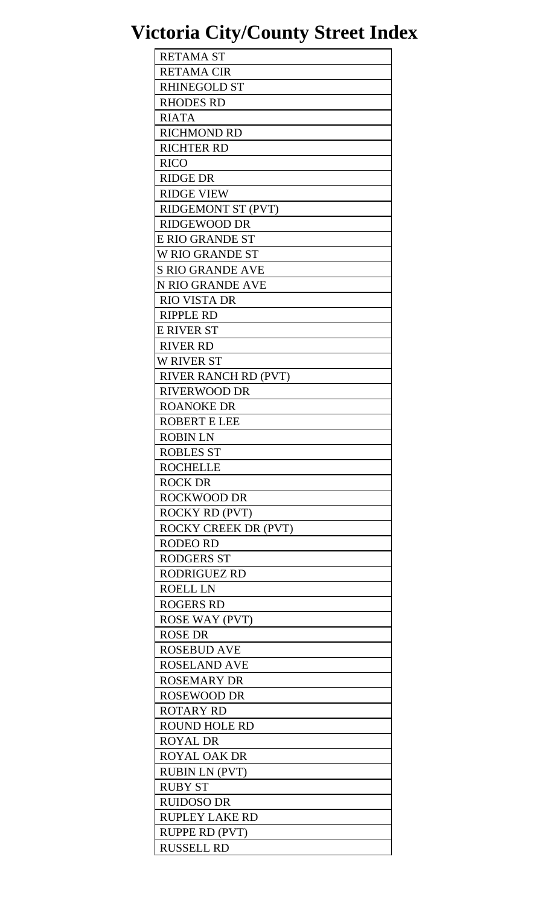# Victoria City/County Street Index

| RETAMA ST |
|---|
| RETAMA CIR |
| RHINEGOLD ST |
| RHODES RD |
| RIATA |
| RICHMOND RD |
| RICHTER RD |
| RICO |
| RIDGE DR |
| RIDGE VIEW |
| RIDGEMONT ST (PVT) |
| RIDGEWOOD DR |
| E RIO GRANDE ST |
| W RIO GRANDE ST |
| S RIO GRANDE AVE |
| N RIO GRANDE AVE |
| RIO VISTA DR |
| RIPPLE RD |
| E RIVER ST |
| RIVER RD |
| W RIVER ST |
| RIVER RANCH RD (PVT) |
| RIVERWOOD DR |
| ROANOKE DR |
| ROBERT E LEE |
| ROBIN LN |
| ROBLES ST |
| ROCHELLE |
| ROCK DR |
| ROCKWOOD DR |
| ROCKY RD (PVT) |
| ROCKY CREEK DR (PVT) |
| RODEO RD |
| RODGERS ST |
| RODRIGUEZ RD |
| ROELL LN |
| ROGERS RD |
| ROSE WAY (PVT) |
| ROSE DR |
| ROSEBUD AVE |
| ROSELAND AVE |
| ROSEMARY DR |
| ROSEWOOD DR |
| ROTARY RD |
| ROUND HOLE RD |
| ROYAL DR |
| ROYAL OAK DR |
| RUBIN LN (PVT) |
| RUBY ST |
| RUIDOSO DR |
| RUPLEY LAKE RD |
| RUPPE RD (PVT) |
| RUSSELL RD |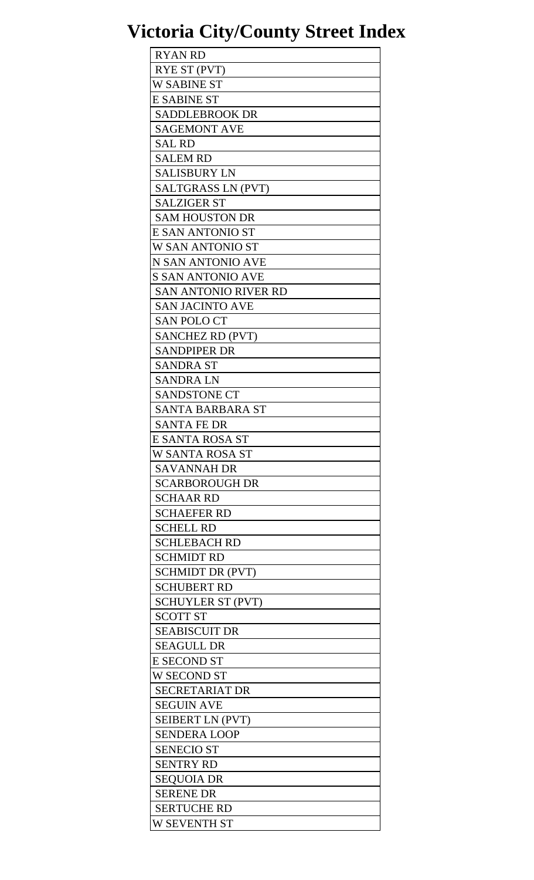# Victoria City/County Street Index

| RYAN RD |
|---|
| RYE ST (PVT) |
| W SABINE ST |
| E SABINE ST |
| SADDLEBROOK DR |
| SAGEMONT AVE |
| SAL RD |
| SALEM RD |
| SALISBURY LN |
| SALTGRASS LN (PVT) |
| SALZIGER ST |
| SAM HOUSTON DR |
| E SAN ANTONIO ST |
| W SAN ANTONIO ST |
| N SAN ANTONIO AVE |
| S SAN ANTONIO AVE |
| SAN ANTONIO RIVER RD |
| SAN JACINTO AVE |
| SAN POLO CT |
| SANCHEZ RD (PVT) |
| SANDPIPER DR |
| SANDRA ST |
| SANDRA LN |
| SANDSTONE CT |
| SANTA BARBARA ST |
| SANTA FE DR |
| E SANTA ROSA ST |
| W SANTA ROSA ST |
| SAVANNAH DR |
| SCARBOROUGH DR |
| SCHAAR RD |
| SCHAEFER RD |
| SCHELL RD |
| SCHLEBACH RD |
| SCHMIDT RD |
| SCHMIDT DR (PVT) |
| SCHUBERT RD |
| SCHUYLER ST (PVT) |
| SCOTT ST |
| SEABISCUIT DR |
| SEAGULL DR |
| E SECOND ST |
| W SECOND ST |
| SECRETARIAT DR |
| SEGUIN AVE |
| SEIBERT LN (PVT) |
| SENDERA LOOP |
| SENECIO ST |
| SENTRY RD |
| SEQUOIA DR |
| SERENE DR |
| SERTUCHE RD |
| W SEVENTH ST |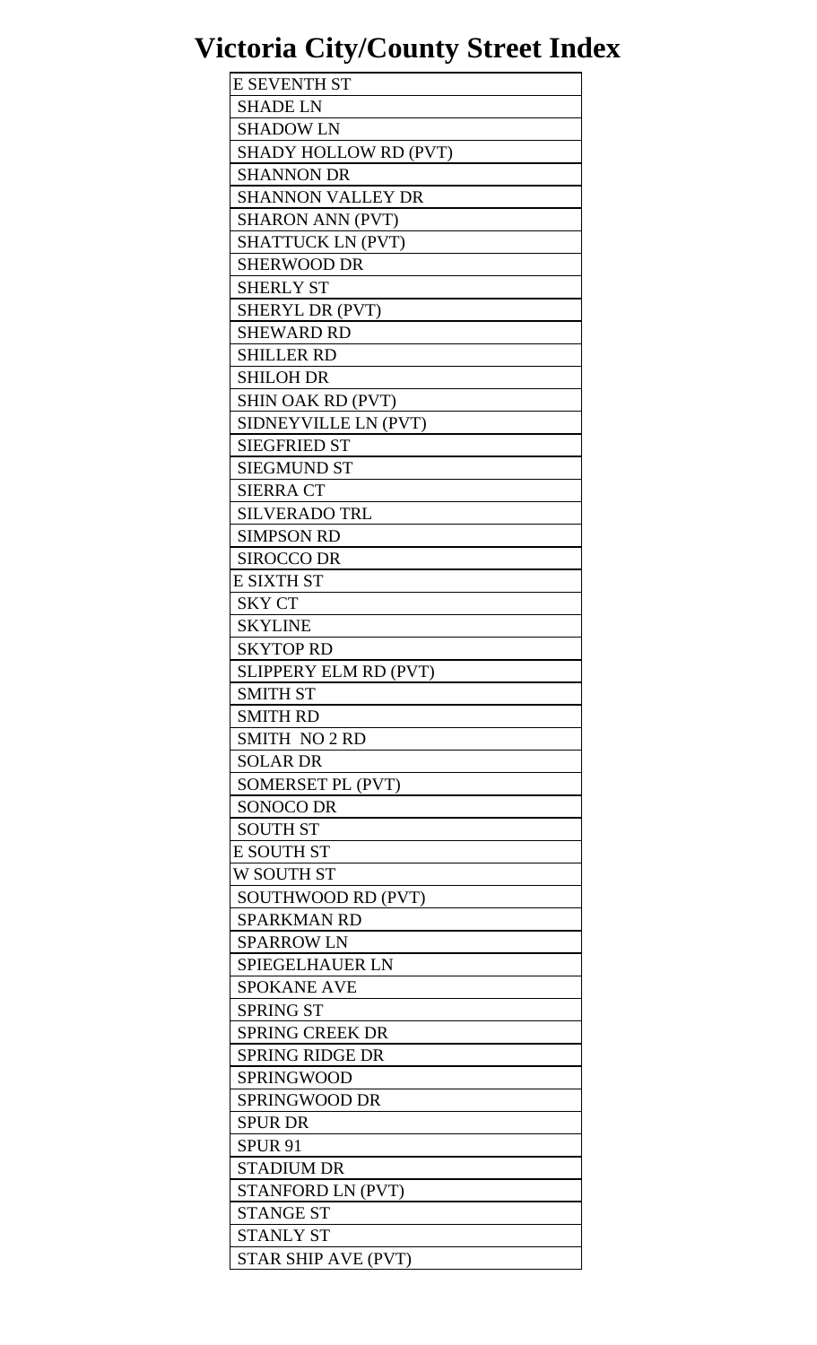# Victoria City/County Street Index

| E SEVENTH ST |
|---|
| SHADE LN |
| SHADOW LN |
| SHADY HOLLOW RD (PVT) |
| SHANNON DR |
| SHANNON VALLEY DR |
| SHARON ANN (PVT) |
| SHATTUCK LN (PVT) |
| SHERWOOD DR |
| SHERLY ST |
| SHERYL DR (PVT) |
| SHEWARD RD |
| SHILLER RD |
| SHILOH DR |
| SHIN OAK RD (PVT) |
| SIDNEYVILLE LN (PVT) |
| SIEGFRIED ST |
| SIEGMUND ST |
| SIERRA CT |
| SILVERADO TRL |
| SIMPSON RD |
| SIROCCO DR |
| E SIXTH ST |
| SKY CT |
| SKYLINE |
| SKYTOP RD |
| SLIPPERY ELM RD (PVT) |
| SMITH ST |
| SMITH RD |
| SMITH NO 2 RD |
| SOLAR DR |
| SOMERSET PL (PVT) |
| SONOCO DR |
| SOUTH ST |
| E SOUTH ST |
| W SOUTH ST |
| SOUTHWOOD RD (PVT) |
| SPARKMAN RD |
| SPARROW LN |
| SPIEGELHAUER LN |
| SPOKANE AVE |
| SPRING ST |
| SPRING CREEK DR |
| SPRING RIDGE DR |
| SPRINGWOOD |
| SPRINGWOOD DR |
| SPUR DR |
| SPUR 91 |
| STADIUM DR |
| STANFORD LN (PVT) |
| STANGE ST |
| STANLY ST |
| STAR SHIP AVE (PVT) |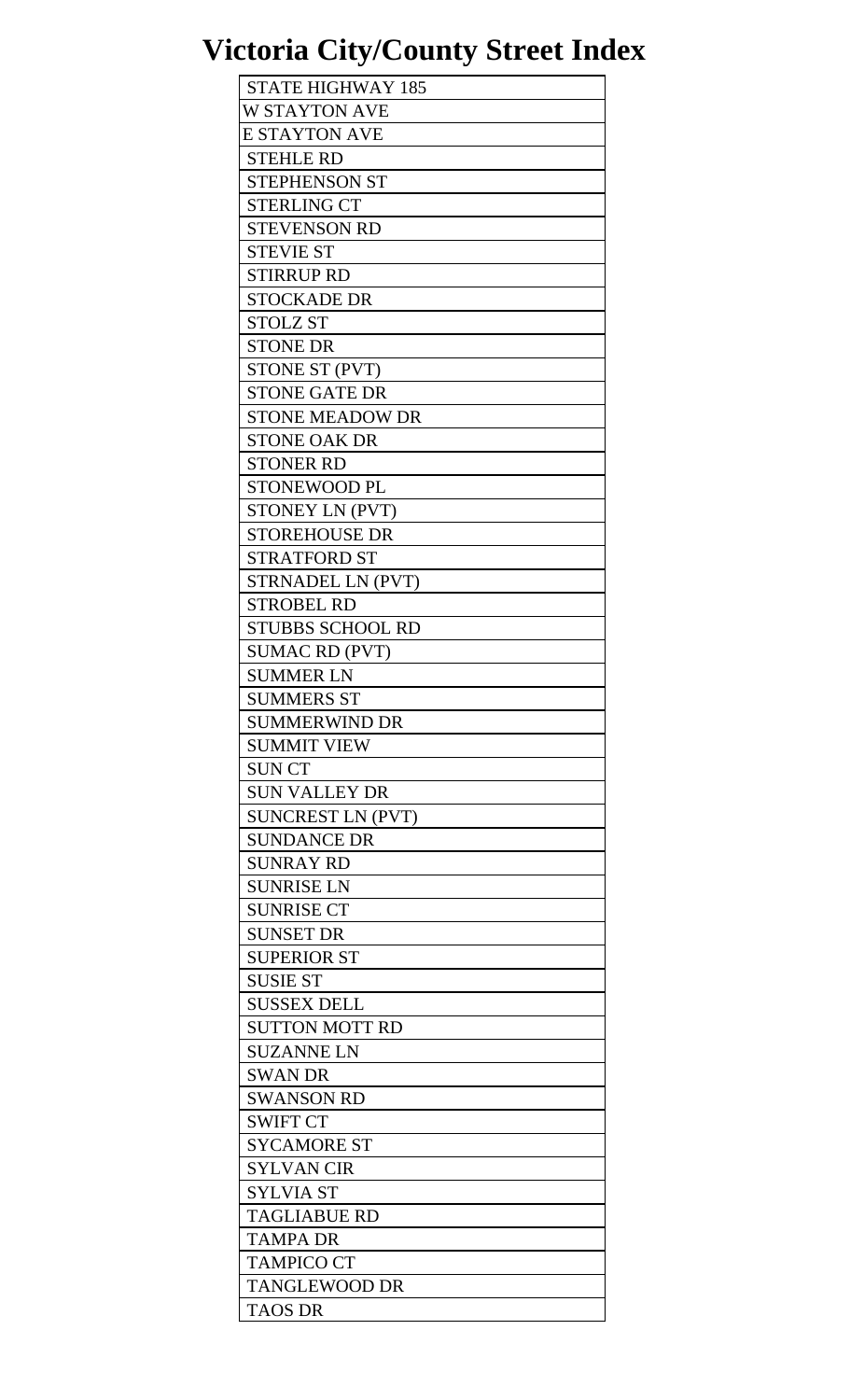# Victoria City/County Street Index

| STATE HIGHWAY 185 |
|---|
| W STAYTON AVE |
| E STAYTON AVE |
| STEHLE RD |
| STEPHENSON ST |
| STERLING CT |
| STEVENSON RD |
| STEVIE ST |
| STIRRUP RD |
| STOCKADE DR |
| STOLZ ST |
| STONE DR |
| STONE ST (PVT) |
| STONE GATE DR |
| STONE MEADOW DR |
| STONE OAK DR |
| STONER RD |
| STONEWOOD PL |
| STONEY LN (PVT) |
| STOREHOUSE DR |
| STRATFORD ST |
| STRNADEL LN (PVT) |
| STROBEL RD |
| STUBBS SCHOOL RD |
| SUMAC RD (PVT) |
| SUMMER LN |
| SUMMERS ST |
| SUMMERWIND DR |
| SUMMIT VIEW |
| SUN CT |
| SUN VALLEY DR |
| SUNCREST LN (PVT) |
| SUNDANCE DR |
| SUNRAY RD |
| SUNRISE LN |
| SUNRISE CT |
| SUNSET DR |
| SUPERIOR ST |
| SUSIE ST |
| SUSSEX DELL |
| SUTTON MOTT RD |
| SUZANNE LN |
| SWAN DR |
| SWANSON RD |
| SWIFT CT |
| SYCAMORE ST |
| SYLVAN CIR |
| SYLVIA ST |
| TAGLIABUE RD |
| TAMPA DR |
| TAMPICO CT |
| TANGLEWOOD DR |
| TAOS DR |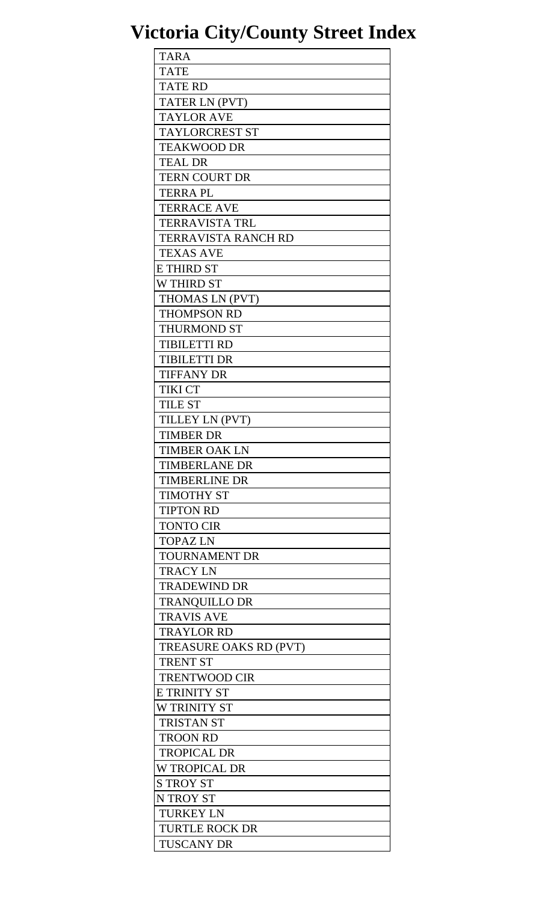# Victoria City/County Street Index

| TARA |
| --- |
| TATE |
| TATE RD |
| TATER LN (PVT) |
| TAYLOR AVE |
| TAYLORCREST ST |
| TEAKWOOD DR |
| TEAL DR |
| TERN COURT DR |
| TERRA PL |
| TERRACE AVE |
| TERRAVISTA TRL |
| TERRAVISTA RANCH RD |
| TEXAS AVE |
| E THIRD ST |
| W THIRD ST |
| THOMAS LN (PVT) |
| THOMPSON RD |
| THURMOND ST |
| TIBILETTI RD |
| TIBILETTI DR |
| TIFFANY DR |
| TIKI CT |
| TILE ST |
| TILLEY LN (PVT) |
| TIMBER DR |
| TIMBER OAK LN |
| TIMBERLANE DR |
| TIMBERLINE DR |
| TIMOTHY ST |
| TIPTON RD |
| TONTO CIR |
| TOPAZ LN |
| TOURNAMENT DR |
| TRACY LN |
| TRADEWIND DR |
| TRANQUILLO DR |
| TRAVIS AVE |
| TRAYLOR RD |
| TREASURE OAKS RD (PVT) |
| TRENT ST |
| TRENTWOOD CIR |
| E TRINITY ST |
| W TRINITY ST |
| TRISTAN ST |
| TROON RD |
| TROPICAL DR |
| W TROPICAL DR |
| S TROY ST |
| N TROY ST |
| TURKEY LN |
| TURTLE ROCK DR |
| TUSCANY DR |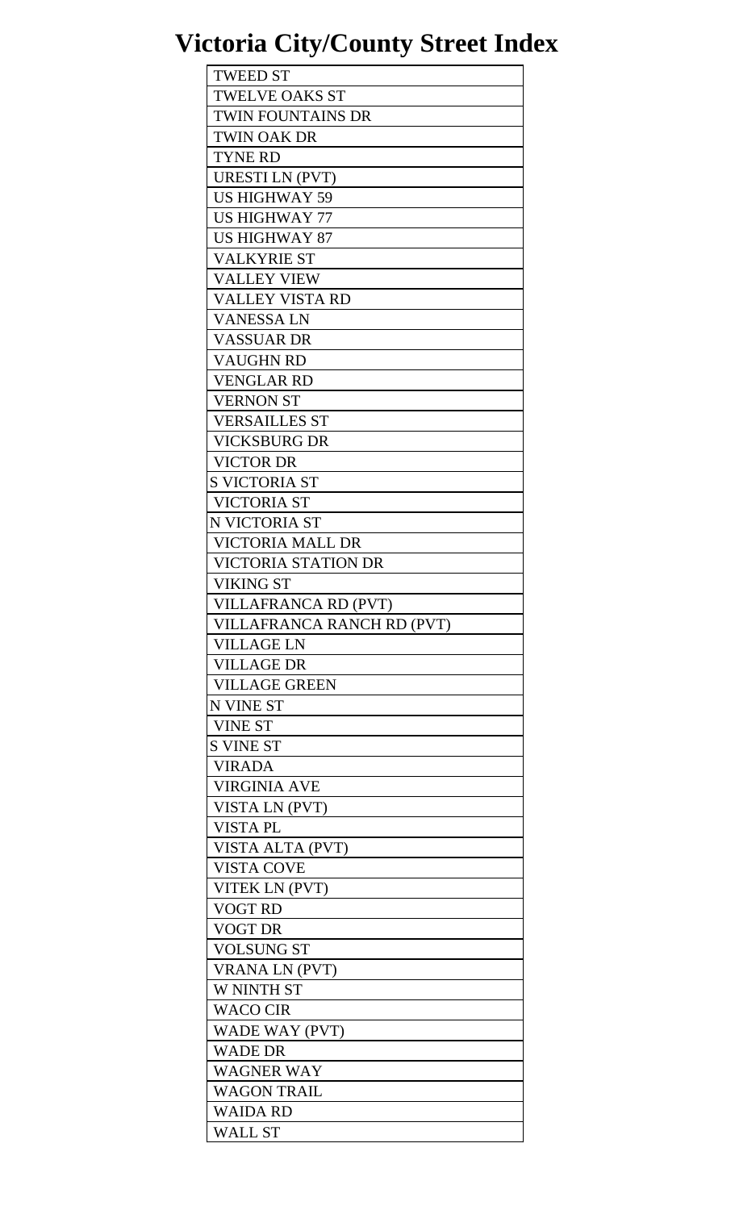# Victoria City/County Street Index

| TWEED ST |
| --- |
| TWELVE OAKS ST |
| TWIN FOUNTAINS DR |
| TWIN OAK DR |
| TYNE RD |
| URESTI LN (PVT) |
| US HIGHWAY 59 |
| US HIGHWAY 77 |
| US HIGHWAY 87 |
| VALKYRIE ST |
| VALLEY VIEW |
| VALLEY VISTA RD |
| VANESSA LN |
| VASSUAR DR |
| VAUGHN RD |
| VENGLAR RD |
| VERNON ST |
| VERSAILLES ST |
| VICKSBURG DR |
| VICTOR DR |
| S VICTORIA ST |
| VICTORIA ST |
| N VICTORIA ST |
| VICTORIA MALL DR |
| VICTORIA STATION DR |
| VIKING ST |
| VILLAFRANCA RD (PVT) |
| VILLAFRANCA RANCH RD (PVT) |
| VILLAGE LN |
| VILLAGE DR |
| VILLAGE GREEN |
| N VINE ST |
| VINE ST |
| S VINE ST |
| VIRADA |
| VIRGINIA AVE |
| VISTA LN (PVT) |
| VISTA PL |
| VISTA ALTA (PVT) |
| VISTA COVE |
| VITEK LN (PVT) |
| VOGT RD |
| VOGT DR |
| VOLSUNG ST |
| VRANA LN (PVT) |
| W NINTH ST |
| WACO CIR |
| WADE WAY (PVT) |
| WADE DR |
| WAGNER WAY |
| WAGON TRAIL |
| WAIDA RD |
| WALL ST |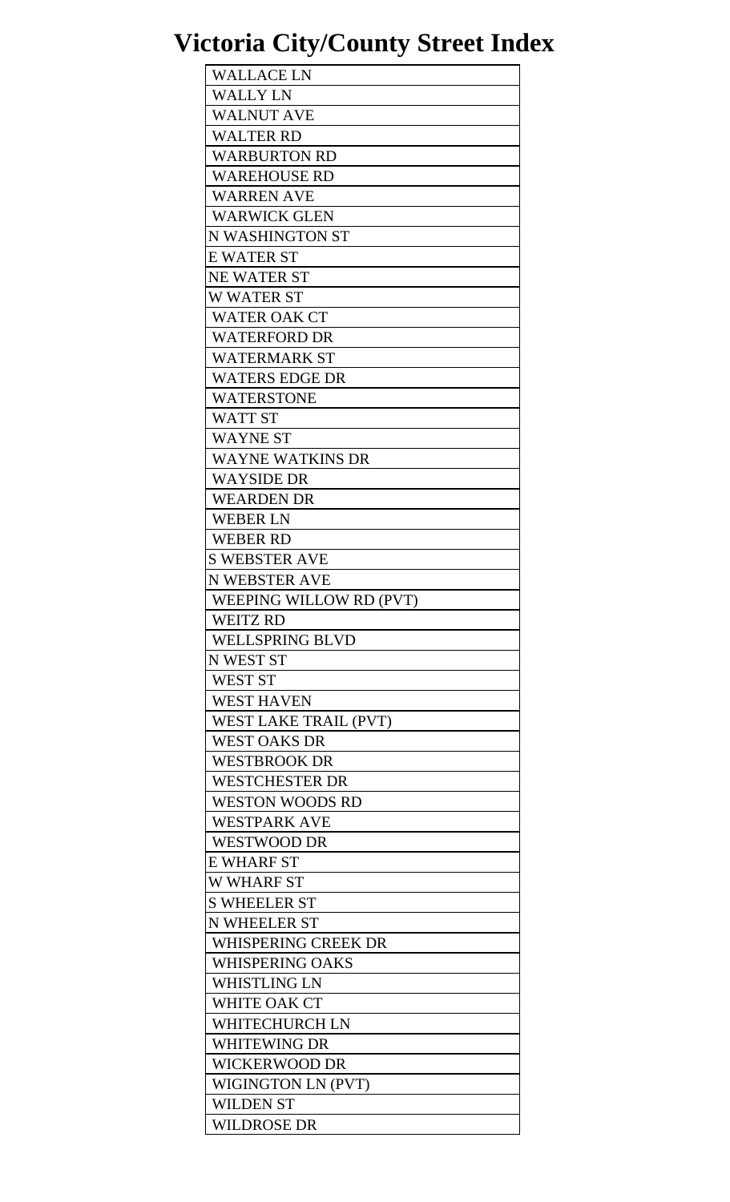# Victoria City/County Street Index

| WALLACE LN |
|---|
| WALLY LN |
| WALNUT AVE |
| WALTER RD |
| WARBURTON RD |
| WAREHOUSE RD |
| WARREN AVE |
| WARWICK GLEN |
| N WASHINGTON ST |
| E WATER ST |
| NE WATER ST |
| W WATER ST |
| WATER OAK CT |
| WATERFORD DR |
| WATERMARK ST |
| WATERS EDGE DR |
| WATERSTONE |
| WATT ST |
| WAYNE ST |
| WAYNE WATKINS DR |
| WAYSIDE DR |
| WEARDEN DR |
| WEBER LN |
| WEBER RD |
| S WEBSTER AVE |
| N WEBSTER AVE |
| WEEPING WILLOW RD (PVT) |
| WEITZ RD |
| WELLSPRING BLVD |
| N WEST ST |
| WEST ST |
| WEST HAVEN |
| WEST LAKE TRAIL (PVT) |
| WEST OAKS DR |
| WESTBROOK DR |
| WESTCHESTER DR |
| WESTON WOODS RD |
| WESTPARK AVE |
| WESTWOOD DR |
| E WHARF ST |
| W WHARF ST |
| S WHEELER ST |
| N WHEELER ST |
| WHISPERING CREEK DR |
| WHISPERING OAKS |
| WHISTLING LN |
| WHITE OAK CT |
| WHITECHURCH LN |
| WHITEWING DR |
| WICKERWOOD DR |
| WIGINGTON LN (PVT) |
| WILDEN ST |
| WILDROSE DR |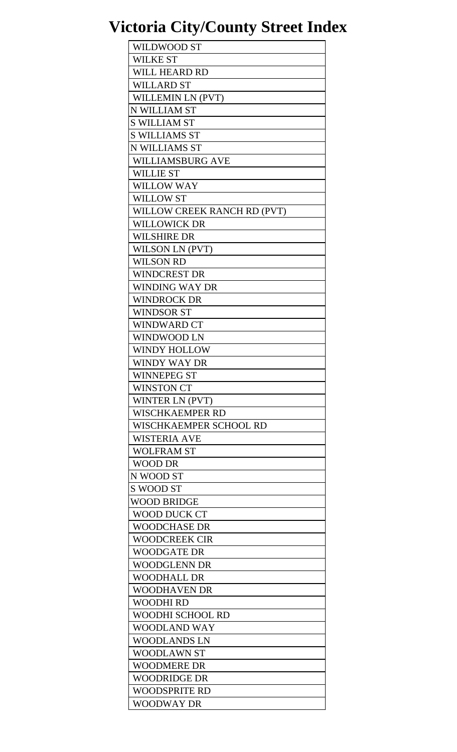# Victoria City/County Street Index

| WILDWOOD ST |
|---|
| WILKE ST |
| WILL HEARD RD |
| WILLARD ST |
| WILLEMIN LN (PVT) |
| N WILLIAM ST |
| S WILLIAM ST |
| S WILLIAMS ST |
| N WILLIAMS ST |
| WILLIAMSBURG AVE |
| WILLIE ST |
| WILLOW WAY |
| WILLOW ST |
| WILLOW CREEK RANCH RD (PVT) |
| WILLOWICK DR |
| WILSHIRE DR |
| WILSON LN (PVT) |
| WILSON RD |
| WINDCREST DR |
| WINDING WAY DR |
| WINDROCK DR |
| WINDSOR ST |
| WINDWARD CT |
| WINDWOOD LN |
| WINDY HOLLOW |
| WINDY WAY DR |
| WINNEPEG ST |
| WINSTON CT |
| WINTER LN (PVT) |
| WISCHKAEMPER RD |
| WISCHKAEMPER SCHOOL RD |
| WISTERIA AVE |
| WOLFRAM ST |
| WOOD DR |
| N WOOD ST |
| S WOOD ST |
| WOOD BRIDGE |
| WOOD DUCK CT |
| WOODCHASE DR |
| WOODCREEK CIR |
| WOODGATE DR |
| WOODGLENN DR |
| WOODHALL DR |
| WOODHAVEN DR |
| WOODHI RD |
| WOODHI SCHOOL RD |
| WOODLAND WAY |
| WOODLANDS LN |
| WOODLAWN ST |
| WOODMERE DR |
| WOODRIDGE DR |
| WOODSPRITE RD |
| WOODWAY DR |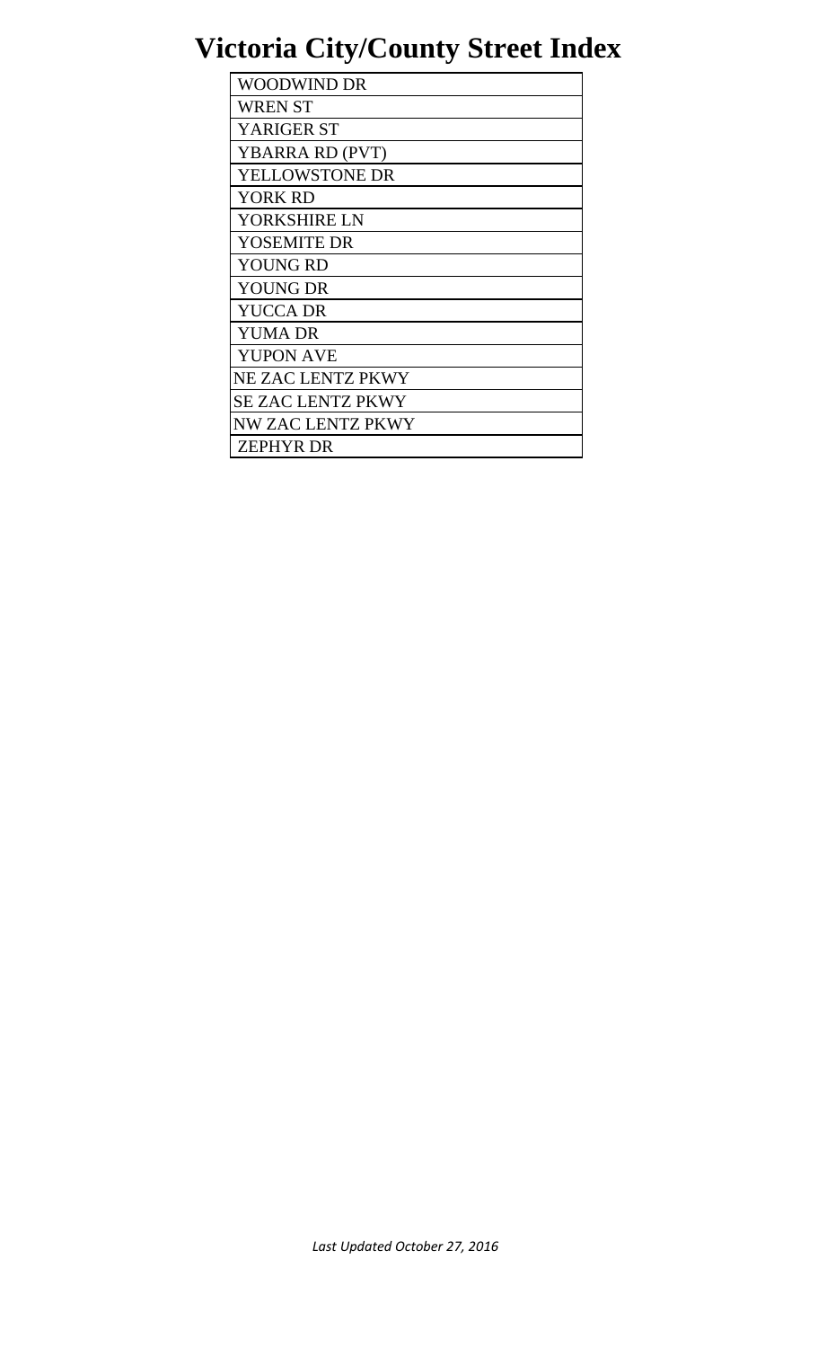# Victoria City/County Street Index

| |
|---|
| WOODWIND DR |
| WREN ST |
| YARIGER ST |
| YBARRA RD (PVT) |
| YELLOWSTONE DR |
| YORK RD |
| YORKSHIRE LN |
| YOSEMITE DR |
| YOUNG RD |
| YOUNG DR |
| YUCCA DR |
| YUMA DR |
| YUPON AVE |
| NE ZAC LENTZ PKWY |
| SE ZAC LENTZ PKWY |
| NW ZAC LENTZ PKWY |
| ZEPHYR DR |

*Last Updated October 27, 2016*